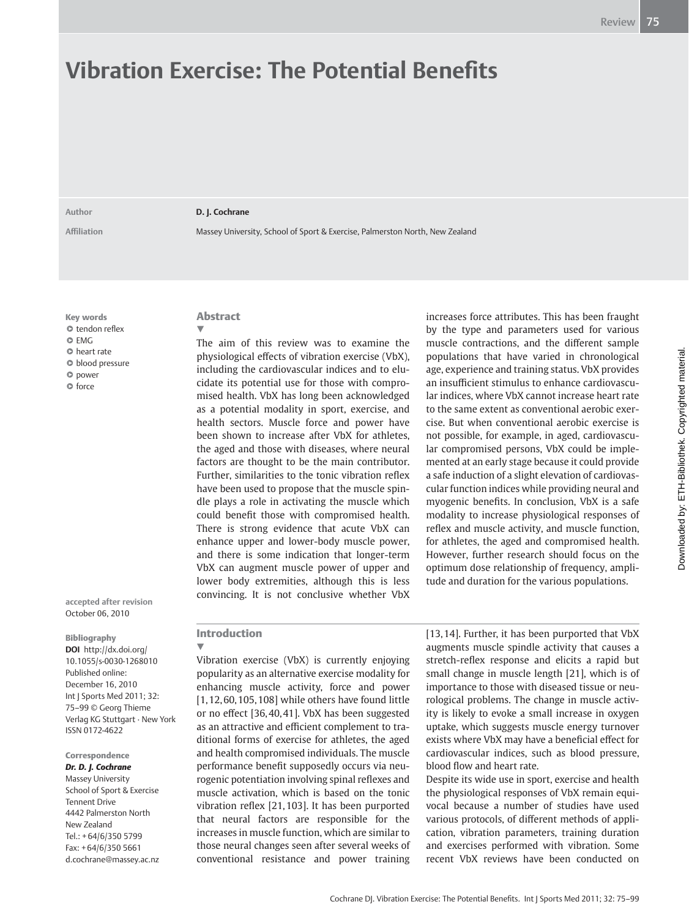# Vibration Exercise: The Potential Benefits

**Author** D. J. Cochrane

**Affiliation** Massey University, School of Sport & Exercise, Palmerston North, New Zealand

**Key words**
- tendon reflex
- EMG
- heart rate
- blood pressure
- power
- force

**accepted after revision**
October 06, 2010

**Bibliography**
**DOI** http://dx.doi.org/10.1055/s-0030-1268010
Published online: December 16, 2010
Int J Sports Med 2011; 32: 75–99 © Georg Thieme Verlag KG Stuttgart · New York
ISSN 0172-4622

**Correspondence**
***Dr. D. J. Cochrane***
Massey University
School of Sport & Exercise
Tennent Drive
4442 Palmerston North
New Zealand
Tel.: +64/6/350 5799
Fax: +64/6/350 5661
d.cochrane@massey.ac.nz

## Abstract

The aim of this review was to examine the physiological effects of vibration exercise (VbX), including the cardiovascular indices and to elucidate its potential use for those with compromised health. VbX has long been acknowledged as a potential modality in sport, exercise, and health sectors. Muscle force and power have been shown to increase after VbX for athletes, the aged and those with diseases, where neural factors are thought to be the main contributor. Further, similarities to the tonic vibration reflex have been used to propose that the muscle spindle plays a role in activating the muscle which could benefit those with compromised health. There is strong evidence that acute VbX can enhance upper and lower-body muscle power, and there is some indication that longer-term VbX can augment muscle power of upper and lower body extremities, although this is less convincing. It is not conclusive whether VbX increases force attributes. This has been fraught by the type and parameters used for various muscle contractions, and the different sample populations that have varied in chronological age, experience and training status. VbX provides an insufficient stimulus to enhance cardiovascular indices, where VbX cannot increase heart rate to the same extent as conventional aerobic exercise. But when conventional aerobic exercise is not possible, for example, in aged, cardiovascular compromised persons, VbX could be implemented at an early stage because it could provide a safe induction of a slight elevation of cardiovascular function indices while providing neural and myogenic benefits. In conclusion, VbX is a safe modality to increase physiological responses of reflex and muscle activity, and muscle function, for athletes, the aged and compromised health. However, further research should focus on the optimum dose relationship of frequency, amplitude and duration for the various populations.

## Introduction

Vibration exercise (VbX) is currently enjoying popularity as an alternative exercise modality for enhancing muscle activity, force and power [1,12,60,105,108] while others have found little or no effect [36,40,41]. VbX has been suggested as an attractive and efficient complement to traditional forms of exercise for athletes, the aged and health compromised individuals. The muscle performance benefit supposedly occurs via neurogenic potentiation involving spinal reflexes and muscle activation, which is based on the tonic vibration reflex [21,103]. It has been purported that neural factors are responsible for the increases in muscle function, which are similar to those neural changes seen after several weeks of conventional resistance and power training [13,14]. Further, it has been purported that VbX augments muscle spindle activity that causes a stretch-reflex response and elicits a rapid but small change in muscle length [21], which is of importance to those with diseased tissue or neurological problems. The change in muscle activity is likely to evoke a small increase in oxygen uptake, which suggests muscle energy turnover exists where VbX may have a beneficial effect for cardiovascular indices, such as blood pressure, blood flow and heart rate.

Despite its wide use in sport, exercise and health the physiological responses of VbX remain equivocal because a number of studies have used various protocols, of different methods of application, vibration parameters, training duration and exercises performed with vibration. Some recent VbX reviews have been conducted on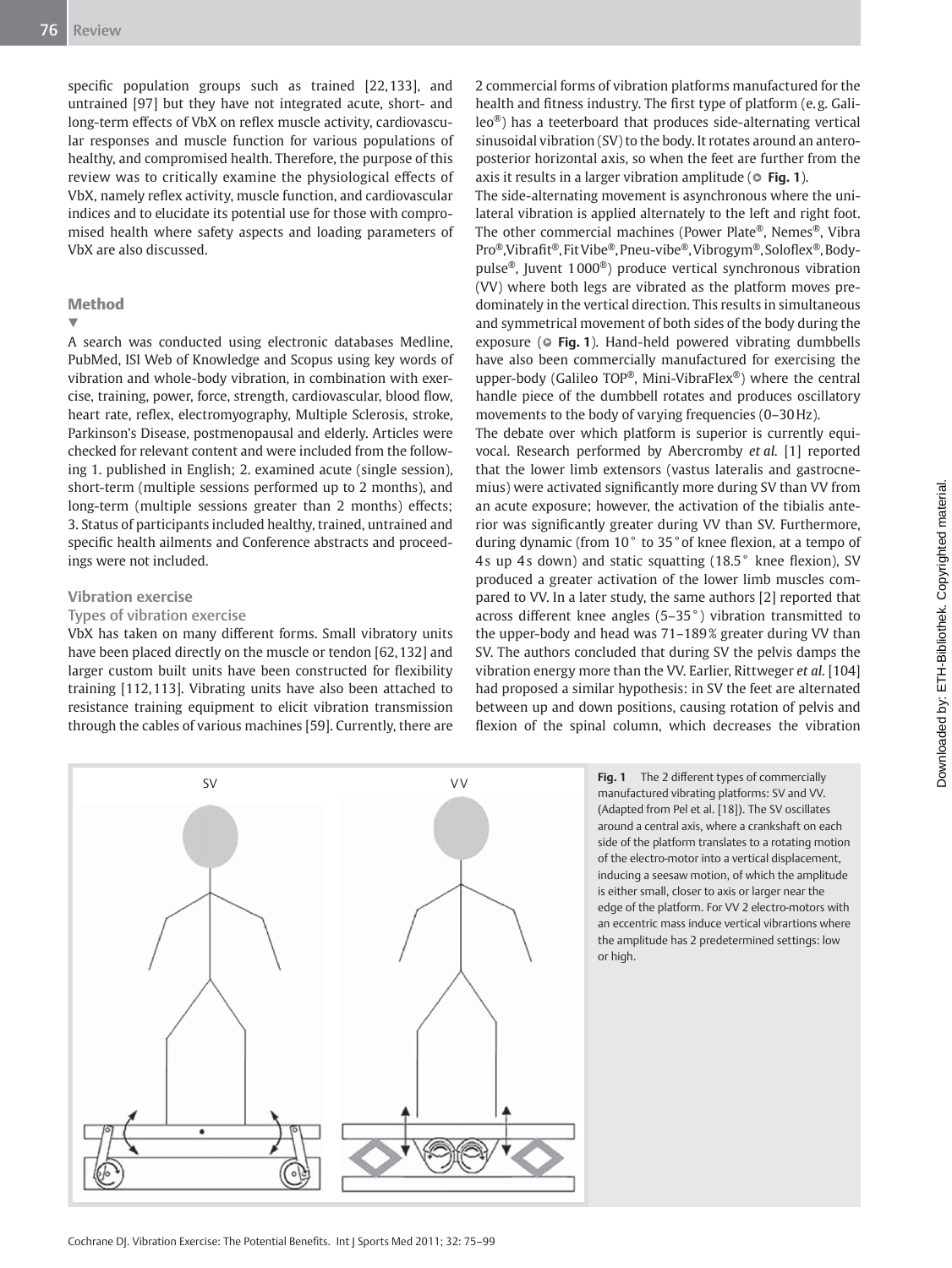specific population groups such as trained [22,133], and untrained [97] but they have not integrated acute, short- and long-term effects of VbX on reflex muscle activity, cardiovascular responses and muscle function for various populations of healthy, and compromised health. Therefore, the purpose of this review was to critically examine the physiological effects of VbX, namely reflex activity, muscle function, and cardiovascular indices and to elucidate its potential use for those with compromised health where safety aspects and loading parameters of VbX are also discussed.

## Method

A search was conducted using electronic databases Medline, PubMed, ISI Web of Knowledge and Scopus using key words of vibration and whole-body vibration, in combination with exercise, training, power, force, strength, cardiovascular, blood flow, heart rate, reflex, electromyography, Multiple Sclerosis, stroke, Parkinson's Disease, postmenopausal and elderly. Articles were checked for relevant content and were included from the following 1. published in English; 2. examined acute (single session), short-term (multiple sessions performed up to 2 months), and long-term (multiple sessions greater than 2 months) effects; 3. Status of participants included healthy, trained, untrained and specific health ailments and Conference abstracts and proceedings were not included.

### Vibration exercise

#### Types of vibration exercise

VbX has taken on many different forms. Small vibratory units have been placed directly on the muscle or tendon [62,132] and larger custom built units have been constructed for flexibility training [112,113]. Vibrating units have also been attached to resistance training equipment to elicit vibration transmission through the cables of various machines [59]. Currently, there are 2 commercial forms of vibration platforms manufactured for the health and fitness industry. The first type of platform (e.g. Galileo®) has a teeterboard that produces side-alternating vertical sinusoidal vibration (SV) to the body. It rotates around an antero-posterior horizontal axis, so when the feet are further from the axis it results in a larger vibration amplitude (Fig. 1).

The side-alternating movement is asynchronous where the unilateral vibration is applied alternately to the left and right foot. The other commercial machines (Power Plate®, Nemes®, Vibra Pro®, Vibrafit®, Fit Vibe®, Pneu-vibe®, Vibrogym®, Soloflex®, Bodypulse®, Juvent 1000®) produce vertical synchronous vibration (VV) where both legs are vibrated as the platform moves predominately in the vertical direction. This results in simultaneous and symmetrical movement of both sides of the body during the exposure (Fig. 1). Hand-held powered vibrating dumbbells have also been commercially manufactured for exercising the upper-body (Galileo TOP®, Mini-VibraFlex®) where the central handle piece of the dumbbell rotates and produces oscillatory movements to the body of varying frequencies (0–30 Hz).

The debate over which platform is superior is currently equivocal. Research performed by Abercromby *et al.* [1] reported that the lower limb extensors (vastus lateralis and gastrocnemius) were activated significantly more during SV than VV from an acute exposure; however, the activation of the tibialis anterior was significantly greater during VV than SV. Furthermore, during dynamic (from 10° to 35° of knee flexion, at a tempo of 4 s up 4 s down) and static squatting (18.5° knee flexion), SV produced a greater activation of the lower limb muscles compared to VV. In a later study, the same authors [2] reported that across different knee angles (5–35°) vibration transmitted to the upper-body and head was 71–189% greater during VV than SV. The authors concluded that during SV the pelvis damps the vibration energy more than the VV. Earlier, Rittweger *et al.* [104] had proposed a similar hypothesis: in SV the feet are alternated between up and down positions, causing rotation of pelvis and flexion of the spinal column, which decreases the vibration

**Fig. 1** The 2 different types of commercially manufactured vibrating platforms: SV and VV. (Adapted from Pel et al. [18]). The SV oscillates around a central axis, where a crankshaft on each side of the platform translates to a rotating motion of the electro-motor into a vertical displacement, inducing a seesaw motion, of which the amplitude is either small, closer to axis or larger near the edge of the platform. For VV 2 electro-motors with an eccentric mass induce vertical vibrartions where the amplitude has 2 predetermined settings: low or high.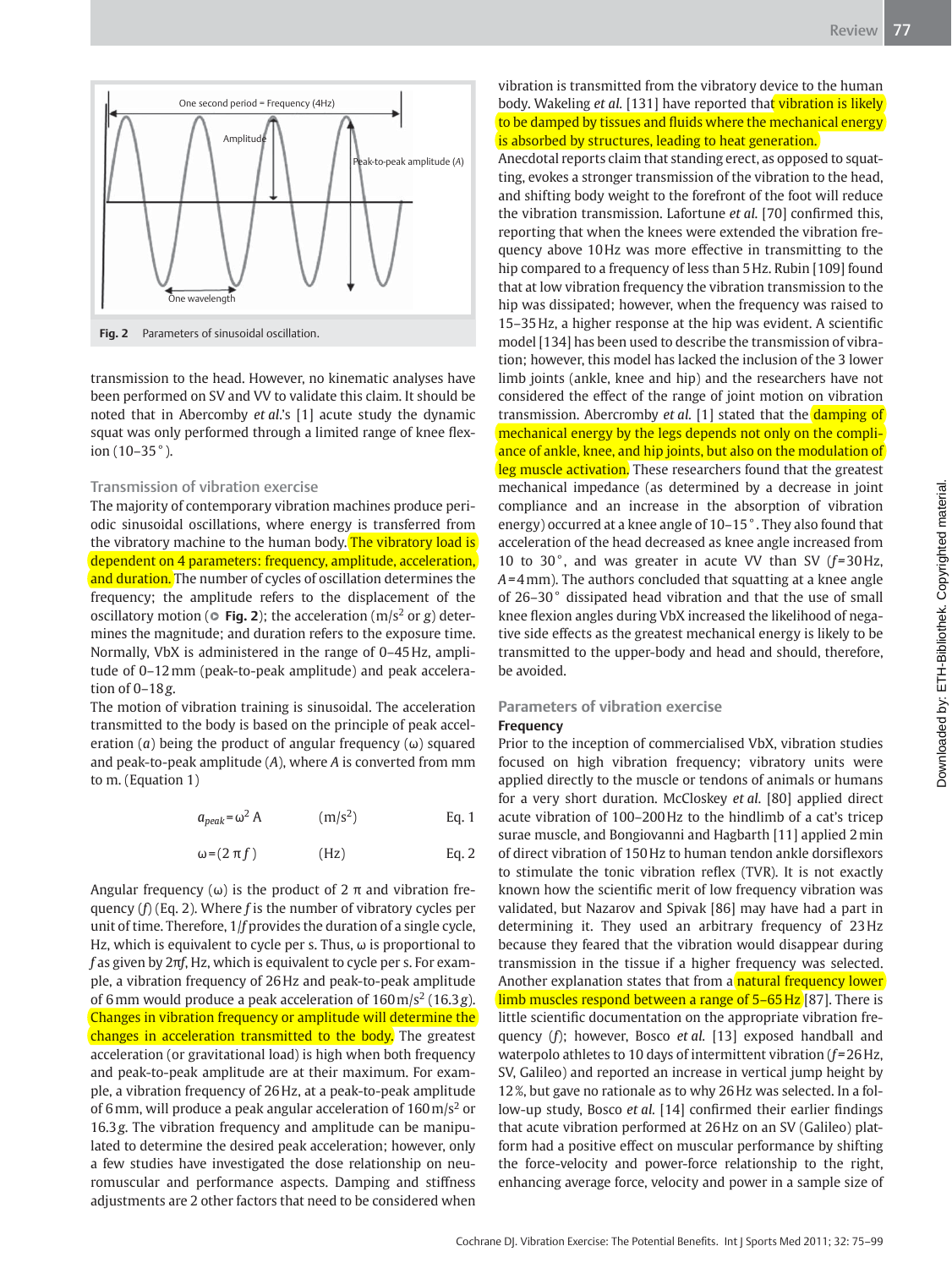Fig. 2 Parameters of sinusoidal oscillation.

transmission to the head. However, no kinematic analyses have been performed on SV and VV to validate this claim. It should be noted that in Abercomby *et al.*'s [1] acute study the dynamic squat was only performed through a limited range of knee flexion (10–35°).

## Transmission of vibration exercise

The majority of contemporary vibration machines produce periodic sinusoidal oscillations, where energy is transferred from the vibratory machine to the human body. The vibratory load is dependent on 4 parameters: frequency, amplitude, acceleration, and duration. The number of cycles of oscillation determines the frequency; the amplitude refers to the displacement of the oscillatory motion (▶ **Fig. 2**); the acceleration ($m/s^2$ or $g$) determines the magnitude; and duration refers to the exposure time. Normally, VbX is administered in the range of 0–45 Hz, amplitude of 0–12 mm (peak-to-peak amplitude) and peak acceleration of 0–18 $g$.

The motion of vibration training is sinusoidal. The acceleration transmitted to the body is based on the principle of peak acceleration ($a$) being the product of angular frequency ($\omega$) squared and peak-to-peak amplitude ($A$), where $A$ is converted from mm to m. (Equation 1)

$$a_{peak} = \omega^2 A \qquad (m/s^2) \qquad \text{Eq. 1}$$

$$\omega = (2\pi f) \qquad (Hz) \qquad \text{Eq. 2}$$

Angular frequency ($\omega$) is the product of 2 $\pi$ and vibration frequency ($f$) (Eq. 2). Where $f$ is the number of vibratory cycles per unit of time. Therefore, $1/f$ provides the duration of a single cycle, Hz, which is equivalent to cycle per s. Thus, $\omega$ is proportional to $f$ as given by $2\pi f$, Hz, which is equivalent to cycle per s. For example, a vibration frequency of 26 Hz and peak-to-peak amplitude of 6 mm would produce a peak acceleration of 160 $m/s^2$ (16.3 $g$). Changes in vibration frequency or amplitude will determine the changes in acceleration transmitted to the body. The greatest acceleration (or gravitational load) is high when both frequency and peak-to-peak amplitude are at their maximum. For example, a vibration frequency of 26 Hz, at a peak-to-peak amplitude of 6 mm, will produce a peak angular acceleration of 160 $m/s^2$ or 16.3 $g$. The vibration frequency and amplitude can be manipulated to determine the desired peak acceleration; however, only a few studies have investigated the dose relationship on neuromuscular and performance aspects. Damping and stiffness adjustments are 2 other factors that need to be considered when vibration is transmitted from the vibratory device to the human body. Wakeling *et al.* [131] have reported that vibration is likely to be damped by tissues and fluids where the mechanical energy is absorbed by structures, leading to heat generation.

Anecdotal reports claim that standing erect, as opposed to squatting, evokes a stronger transmission of the vibration to the head, and shifting body weight to the forefront of the foot will reduce the vibration transmission. Lafortune *et al.* [70] confirmed this, reporting that when the knees were extended the vibration frequency above 10 Hz was more effective in transmitting to the hip compared to a frequency of less than 5 Hz. Rubin [109] found that at low vibration frequency the vibration transmission to the hip was dissipated; however, when the frequency was raised to 15–35 Hz, a higher response at the hip was evident. A scientific model [134] has been used to describe the transmission of vibration; however, this model has lacked the inclusion of the 3 lower limb joints (ankle, knee and hip) and the researchers have not considered the effect of the range of joint motion on vibration transmission. Abercromby *et al.* [1] stated that the damping of mechanical energy by the legs depends not only on the compliance of ankle, knee, and hip joints, but also on the modulation of leg muscle activation. These researchers found that the greatest mechanical impedance (as determined by a decrease in joint compliance and an increase in the absorption of vibration energy) occurred at a knee angle of 10–15°. They also found that acceleration of the head decreased as knee angle increased from 10 to 30°, and was greater in acute VV than SV ($f$=30 Hz, $A$=4 mm). The authors concluded that squatting at a knee angle of 26–30° dissipated head vibration and that the use of small knee flexion angles during VbX increased the likelihood of negative side effects as the greatest mechanical energy is likely to be transmitted to the upper-body and head and should, therefore, be avoided.

## Parameters of vibration exercise

### Frequency

Prior to the inception of commercialised VbX, vibration studies focused on high vibration frequency; vibratory units were applied directly to the muscle or tendons of animals or humans for a very short duration. McCloskey *et al.* [80] applied direct acute vibration of 100–200 Hz to the hindlimb of a cat's tricep surae muscle, and Bongiovanni and Hagbarth [11] applied 2 min of direct vibration of 150 Hz to human tendon ankle dorsiflexors to stimulate the tonic vibration reflex (TVR). It is not exactly known how the scientific merit of low frequency vibration was validated, but Nazarov and Spivak [86] may have had a part in determining it. They used an arbitrary frequency of 23 Hz because they feared that the vibration would disappear during transmission in the tissue if a higher frequency was selected. Another explanation states that from a natural frequency lower limb muscles respond between a range of 5–65 Hz [87]. There is little scientific documentation on the appropriate vibration frequency ($f$); however, Bosco *et al.* [13] exposed handball and waterpolo athletes to 10 days of intermittent vibration ($f$=26 Hz, SV, Galileo) and reported an increase in vertical jump height by 12%, but gave no rationale as to why 26 Hz was selected. In a follow-up study, Bosco *et al.* [14] confirmed their earlier findings that acute vibration performed at 26 Hz on an SV (Galileo) platform had a positive effect on muscular performance by shifting the force-velocity and power-force relationship to the right, enhancing average force, velocity and power in a sample size of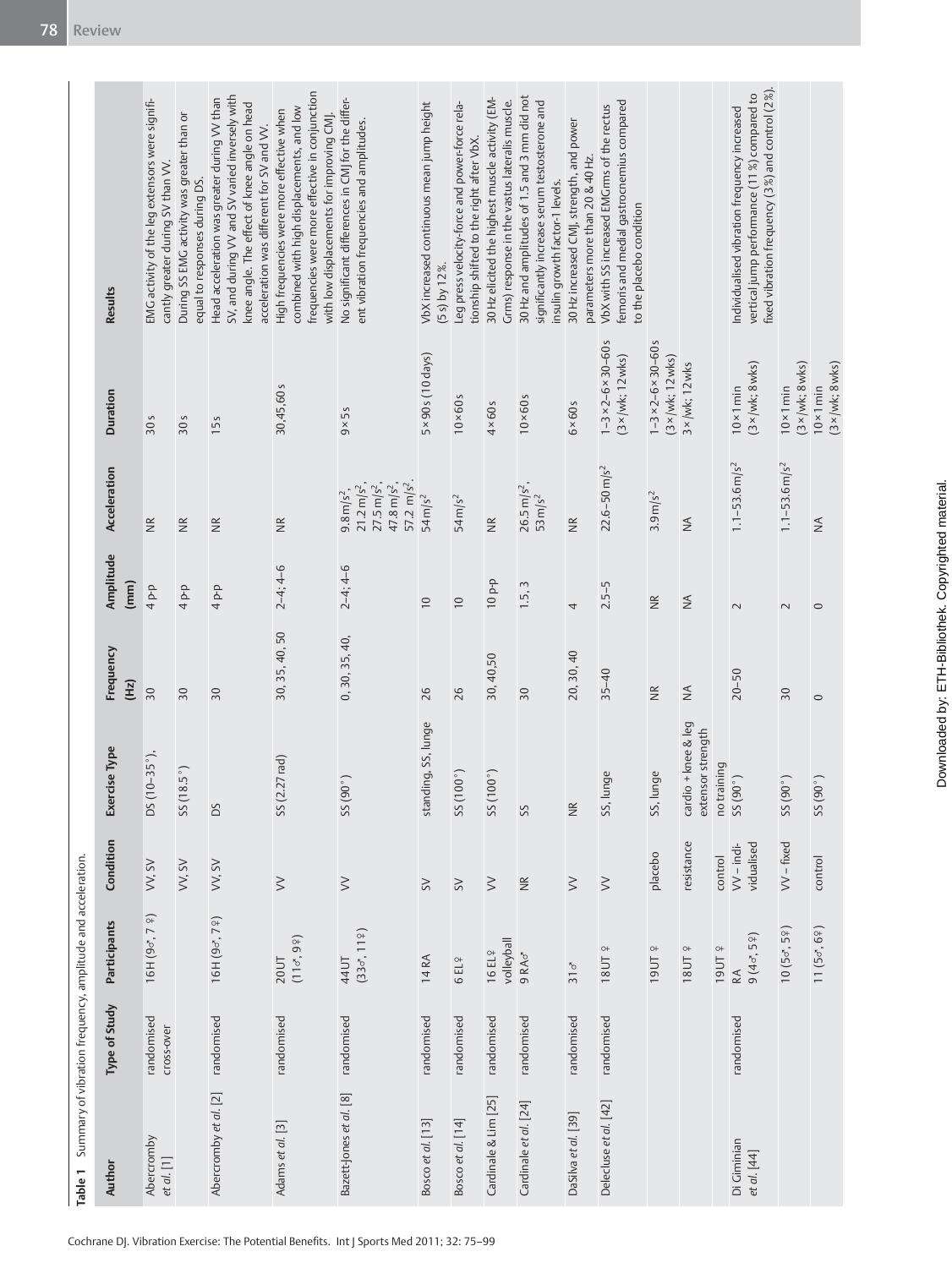**Table 1** Summary of vibration frequency, amplitude and acceleration.

| Author | Type of Study | Participants | Condition | Exercise Type | Frequency (Hz) | Amplitude (mm) | Acceleration | Duration | Results |
|---|---|---|---|---|---|---|---|---|---|
| Abercromby *et al.* [1] | randomised cross-over | 16H (9♂, 7♀) | VV, SV | DS (10–35°), | 30 | 4 p-p | NR | 30 s | EMG activity of the leg extensors were significantly greater during SV than VV. |
| | | | VV, SV | SS (18.5°) | 30 | 4 p-p | NR | 30 s | During SS EMG activity was greater than or equal to responses during DS. |
| Abercromby *et al.* [2] | randomised | 16H (9♂, 7♀) | VV, SV | DS | 30 | 4 p-p | NR | 15 s | Head acceleration was greater during VV than SV, and during VV and SV varied inversely with knee angle. The effect of knee angle on head acceleration was different for SV and VV. |
| Adams *et al.* [3] | randomised | 20UT (11♂, 9♀) | VV | SS (2.27 rad) | 30, 35, 40, 50 | 2–4; 4–6 | NR | 30, 45, 60 s | High frequencies were more effective when combined with high displacements, and low frequencies were more effective in conjunction with low displacements for improving CMJ. |
| Bazett-Jones *et al.* [8] | randomised | 44UT (33♂, 11♀) | VV | SS (90°) | 0, 30, 35, 40, | 2–4; 4–6 | $9.8\,m/s^2$, $21.2\,m/s^2$, $27.5\,m/s^2$, $47.8\,m/s^2$, $57.2\,m/s^2$. | 9×5 s | No significant differences in CMJ for the different vibration frequencies and amplitudes. |
| Bosco *et al.* [13] | randomised | 14 RA | SV | standing, SS, lunge | 26 | 10 | $54\,m/s^2$ | 5×90 s (10 days) | VbX increased continuous mean jump height (5 s) by 12%. |
| Bosco *et al.* [14] | randomised | 6 EL♀ | SV | SS (100°) | 26 | 10 | $54\,m/s^2$ | 10×60 s | Leg press velocity-force and power-force relationship shifted to the right after VbX. |
| Cardinale & Lim [25] | randomised | 16 EL♀ volleyball | VV | SS (100°) | 30, 40, 50 | 10 p-p | NR | 4×60 s | 30 Hz elicited the highest muscle activity (EMGrms) response in the vastus lateralis muscle. |
| Cardinale *et al.* [24] | randomised | 9 RA♂ | NR | SS | 30 | 1.5, 3 | $26.5\,m/s^2$, $53\,m/s^2$ | 10×60 s | 30 Hz and amplitudes of 1.5 and 3 mm did not significantly increase serum testosterone and insulin growth factor-1 levels. |
| DaSilva *et al.* [39] | randomised | 31♂ | VV | NR | 20, 30, 40 | 4 | NR | 6×60 s | 30 Hz increased CMJ, strength, and power parameters more than 20 & 40 Hz. |
| Delecluse *et al.* [42] | randomised | 18UT ♀ | VV | SS, lunge | 35–40 | 2.5–5 | $22.6–50\,m/s^2$ | 1–3×2–6×30–60 s (3×/wk; 12 wks) | VbX with SS increased EMGrms of the rectus femoris and medial gastrocnemius compared to the placebo condition |
| | | 19UT ♀ | placebo | SS, lunge | NR | NR | $3.9\,m/s^2$ | 1–3×2–6×30–60 s (3×/wk; 12 wks) | |
| | | 18UT ♀ | resistance | cardio + knee & leg extensor strength | NA | NA | NA | 3×/wk; 12 wks | |
| | | 19UT ♀ | control | no training | | | | | |
| Di Giminian *et al.* [44] | randomised | RA 9 (4♂, 5♀) | VV – individualised | SS (90°) | 20–50 | 2 | $1.1–53.6\,m/s^2$ | 10×1 min (3×/wk; 8 wks) | Individualised vibration frequency increased vertical jump performance (11%) compared to fixed vibration frequency (3%) and control (2%). |
| | | 10 (5♂, 5♀) | VV – fixed | SS (90°) | 30 | 2 | $1.1–53.6\,m/s^2$ | 10×1 min (3×/wk; 8 wks) | |
| | | 11 (5♂, 6♀) | control | SS (90°) | 0 | 0 | NA | 10×1 min (3×/wk; 8 wks) | |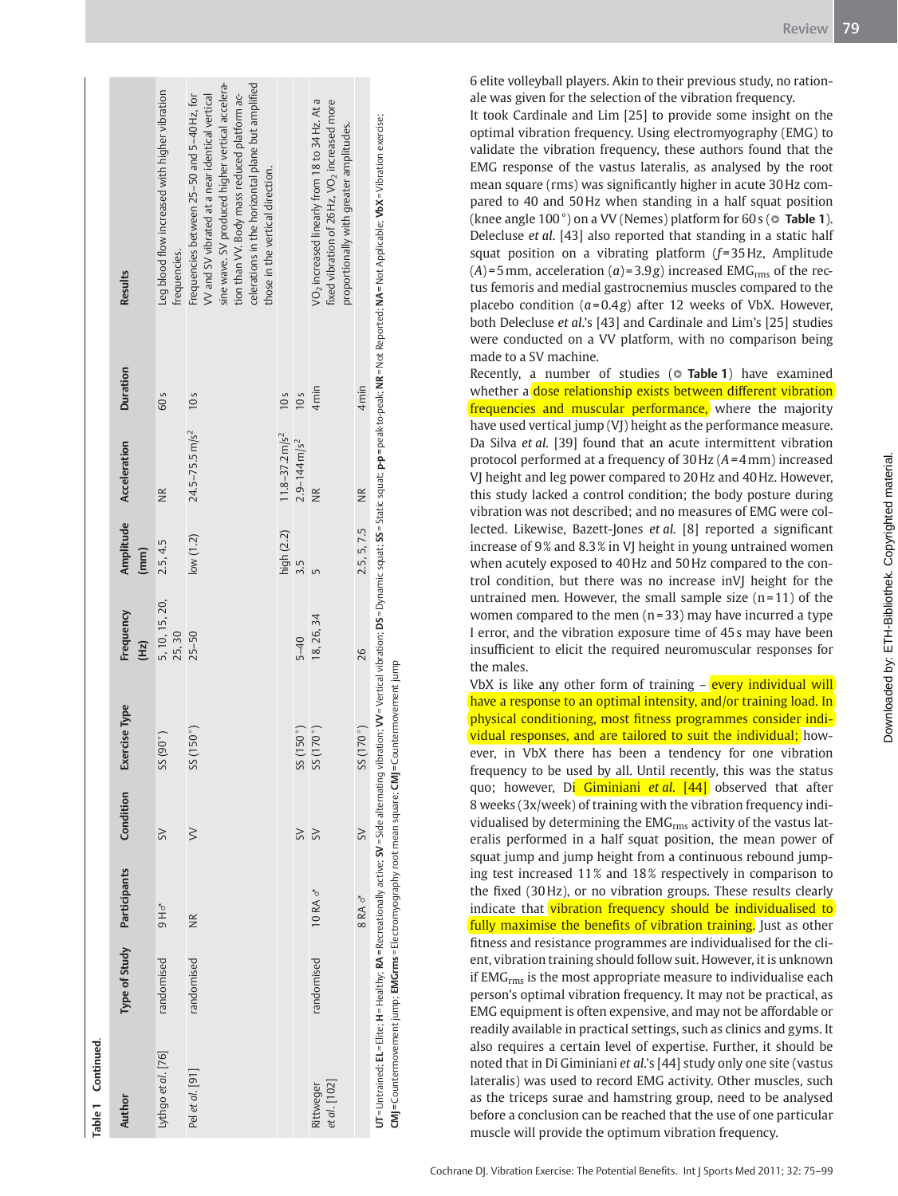Table 1 Continued.

| Author | Type of Study | Participants | Condition | Exercise Type | Frequency (Hz) | Amplitude (mm) | Acceleration | Duration | Results |
|---|---|---|---|---|---|---|---|---|---|
| Lythgo *et al.* [76] | randomised | 9 H♂ | SV | SS (90°) | 5, 10, 15, 20, 25, 30 | 2.5, 4.5 | NR | 60 s | Leg blood flow increased with higher vibration frequencies. |
| Pel *et al.* [91] | randomised | NR | VV | SS (150°) | 25–50 | low (1.2) | 24.5–75.5 m/s² | 10 s | Frequencies between 25–50 and 5–40 Hz, for VV and SV vibrated at a near identical vertical sine wave. SV produced higher vertical acceleration than VV. Body mass reduced platform accelerations in the horizontal plane but amplified those in the vertical direction. |
| | | | | | | high (2.2) | 11.8–37.2 m/s² | 10 s | |
| | | | SV | SS (150°) | 5–40 | 3.5 | 2.9–144 m/s² | 10 s | |
| Rittweger *et al.* [102] | randomised | 10 RA ♂ | SV | SS (170°) | 18, 26, 34 | 5 | NR | 4 min | $VO_2$ increased linearly from 18 to 34 Hz. At a fixed vibration of 26 Hz, $VO_2$ increased more proportionally with greater amplitudes. |
| | | 8 RA ♂ | SV | SS (170°) | 26 | 2.5, 5, 7.5 | NR | 4 min | |

**UT**=Untrained; **EL**=Elite; **H**=Healthy; **RA**=Recreationally active; **SV**=Side alternating vibration; **VV**=Vertical vibration; **DS**=Dynamic squat; **SS**=Static squat; **p-p**=peak-to-peak; **NR**=Not Reported; **NA**=Not Applicable; **VbX**=Vibration exercise; **CMJ**=Countermovement jump; **EMGrms**=Electromyography root mean square; **CMJ**=Countermovement jump

6 elite volleyball players. Akin to their previous study, no rationale was given for the selection of the vibration frequency.

It took Cardinale and Lim [25] to provide some insight on the optimal vibration frequency. Using electromyography (EMG) to validate the vibration frequency, these authors found that the EMG response of the vastus lateralis, as analysed by the root mean square (rms) was significantly higher in acute 30 Hz compared to 40 and 50 Hz when standing in a half squat position (knee angle 100°) on a VV (Nemes) platform for 60 s (▶ **Table 1**). Delecluse *et al.* [43] also reported that standing in a static half squat position on a vibrating platform ($f$=35 Hz, Amplitude ($A$)=5 mm, acceleration ($a$)=3.9 $g$) increased $EMG_{rms}$ of the rectus femoris and medial gastrocnemius muscles compared to the placebo condition ($a$=0.4 $g$) after 12 weeks of VbX. However, both Delecluse *et al.*'s [43] and Cardinale and Lim's [25] studies were conducted on a VV platform, with no comparison being made to a SV machine.

Recently, a number of studies (▶ **Table 1**) have examined whether a dose relationship exists between different vibration frequencies and muscular performance, the majority have used vertical jump (VJ) height as the performance measure. Da Silva *et al.* [39] found that an acute intermittent vibration protocol performed at a frequency of 30 Hz ($A$=4 mm) increased VJ height and leg power compared to 20 Hz and 40 Hz. However, this study lacked a control condition; the body posture during vibration was not described; and no measures of EMG were collected. Likewise, Bazett-Jones *et al.* [8] reported a significant increase of 9% and 8.3% in VJ height in young untrained women when acutely exposed to 40 Hz and 50 Hz compared to the control condition, but there was no increase inVJ height for the untrained men. However, the small sample size (n=11) of the women compared to the men (n=33) may have incurred a type I error, and the vibration exposure time of 45 s may have been insufficient to elicit the required neuromuscular responses for the males.

VbX is like any other form of training – every individual will have a response to an optimal intensity, and/or training load. In physical conditioning, most fitness programmes consider individual responses, and are tailored to suit the individual; however, in VbX there has been a tendency for one vibration frequency to be used by all. Until recently, this was the status quo; however, Di Giminiani *et al.* [44] observed that after 8 weeks (3x/week) of training with the vibration frequency individualised by determining the $EMG_{rms}$ activity of the vastus lateralis performed in a half squat position, the mean power of squat jump and jump height from a continuous rebound jumping test increased 11% and 18% respectively in comparison to the fixed (30 Hz), or no vibration groups. These results clearly indicate that vibration frequency should be individualised to fully maximise the benefits of vibration training. Just as other fitness and resistance programmes are individualised for the client, vibration training should follow suit. However, it is unknown if $EMG_{rms}$ is the most appropriate measure to individualise each person's optimal vibration frequency. It may not be practical, as EMG equipment is often expensive, and may not be affordable or readily available in practical settings, such as clinics and gyms. It also requires a certain level of expertise. Further, it should be noted that in Di Giminiani *et al.*'s [44] study only one site (vastus lateralis) was used to record EMG activity. Other muscles, such as the triceps surae and hamstring group, need to be analysed before a conclusion can be reached that the use of one particular muscle will provide the optimum vibration frequency.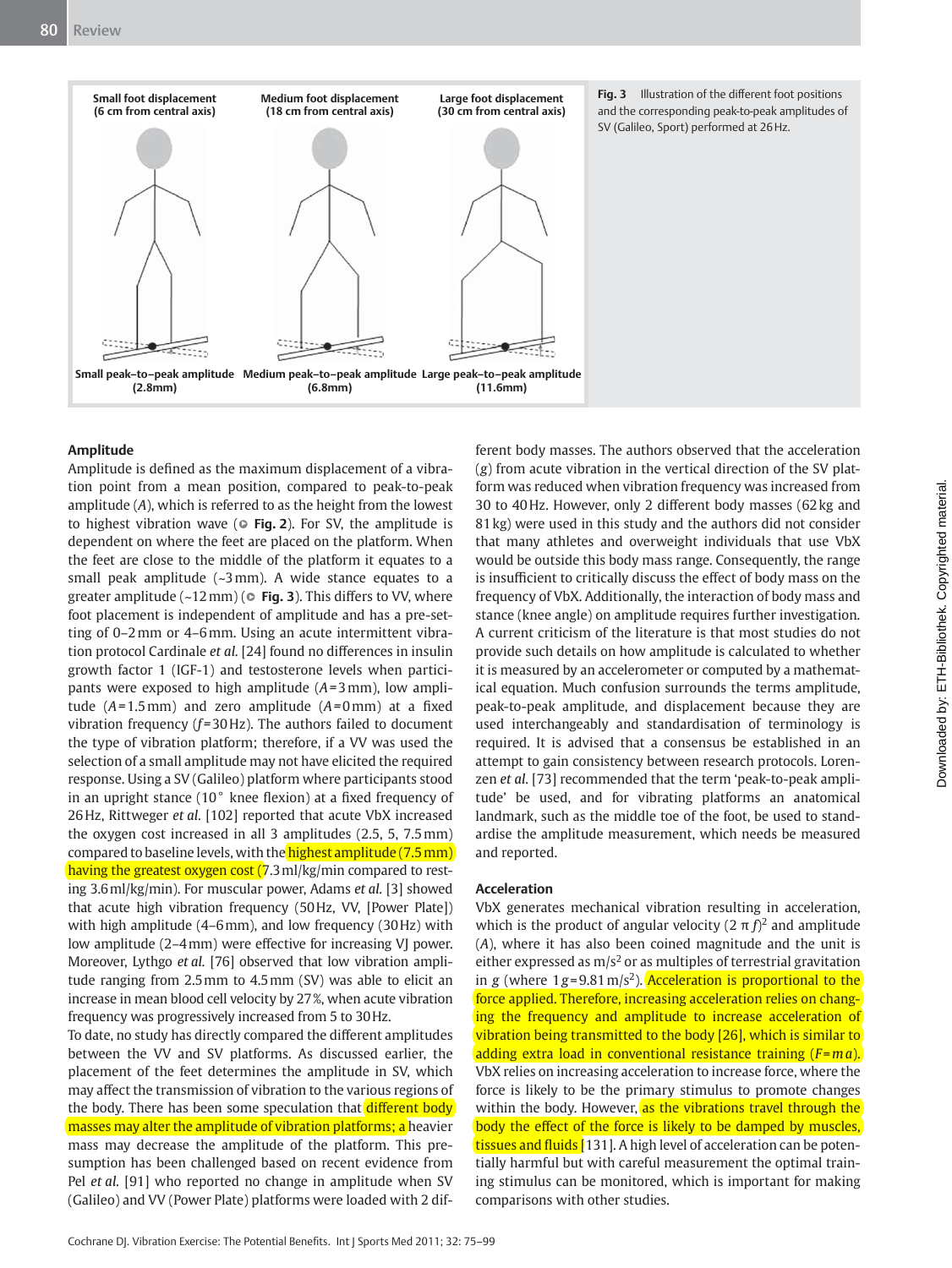Small foot displacement (6 cm from central axis) | Medium foot displacement (18 cm from central axis) | Large foot displacement (30 cm from central axis)

Small peak–to–peak amplitude (2.8mm) | Medium peak–to–peak amplitude (6.8mm) | Large peak–to–peak amplitude (11.6mm)

**Fig. 3** Illustration of the different foot positions and the corresponding peak-to-peak amplitudes of SV (Galileo, Sport) performed at 26 Hz.

### Amplitude

Amplitude is defined as the maximum displacement of a vibration point from a mean position, compared to peak-to-peak amplitude ($A$), which is referred to as the height from the lowest to highest vibration wave (◉ **Fig. 2**). For SV, the amplitude is dependent on where the feet are placed on the platform. When the feet are close to the middle of the platform it equates to a small peak amplitude (~3 mm). A wide stance equates to a greater amplitude (~12 mm) (◉ **Fig. 3**). This differs to VV, where foot placement is independent of amplitude and has a pre-setting of 0–2 mm or 4–6 mm. Using an acute intermittent vibration protocol Cardinale *et al.* [24] found no differences in insulin growth factor 1 (IGF-1) and testosterone levels when participants were exposed to high amplitude ($A$ = 3 mm), low amplitude ($A$ = 1.5 mm) and zero amplitude ($A$ = 0 mm) at a fixed vibration frequency ($f$ = 30 Hz). The authors failed to document the type of vibration platform; therefore, if a VV was used the selection of a small amplitude may not have elicited the required response. Using a SV (Galileo) platform where participants stood in an upright stance (10° knee flexion) at a fixed frequency of 26 Hz, Rittweger *et al.* [102] reported that acute VbX increased the oxygen cost increased in all 3 amplitudes (2.5, 5, 7.5 mm) compared to baseline levels, with the highest amplitude (7.5 mm) having the greatest oxygen cost (7.3 ml/kg/min compared to resting 3.6 ml/kg/min). For muscular power, Adams *et al.* [3] showed that acute high vibration frequency (50 Hz, VV, [Power Plate]) with high amplitude (4–6 mm), and low frequency (30 Hz) with low amplitude (2–4 mm) were effective for increasing VJ power. Moreover, Lythgo *et al.* [76] observed that low vibration amplitude ranging from 2.5 mm to 4.5 mm (SV) was able to elicit an increase in mean blood cell velocity by 27 %, when acute vibration frequency was progressively increased from 5 to 30 Hz.

To date, no study has directly compared the different amplitudes between the VV and SV platforms. As discussed earlier, the placement of the feet determines the amplitude in SV, which may affect the transmission of vibration to the various regions of the body. There has been some speculation that different body masses may alter the amplitude of vibration platforms; a heavier mass may decrease the amplitude of the platform. This presumption has been challenged based on recent evidence from Pel *et al.* [91] who reported no change in amplitude when SV (Galileo) and VV (Power Plate) platforms were loaded with 2 different body masses. The authors observed that the acceleration ($g$) from acute vibration in the vertical direction of the SV platform was reduced when vibration frequency was increased from 30 to 40 Hz. However, only 2 different body masses (62 kg and 81 kg) were used in this study and the authors did not consider that many athletes and overweight individuals that use VbX would be outside this body mass range. Consequently, the range is insufficient to critically discuss the effect of body mass on the frequency of VbX. Additionally, the interaction of body mass and stance (knee angle) on amplitude requires further investigation. A current criticism of the literature is that most studies do not provide such details on how amplitude is calculated to whether it is measured by an accelerometer or computed by a mathematical equation. Much confusion surrounds the terms amplitude, peak-to-peak amplitude, and displacement because they are used interchangeably and standardisation of terminology is required. It is advised that a consensus be established in an attempt to gain consistency between research protocols. Lorenzen *et al.* [73] recommended that the term 'peak-to-peak amplitude' be used, and for vibrating platforms an anatomical landmark, such as the middle toe of the foot, be used to standardise the amplitude measurement, which needs be measured and reported.

### Acceleration

VbX generates mechanical vibration resulting in acceleration, which is the product of angular velocity $(2\pi f)^2$ and amplitude ($A$), where it has also been coined magnitude and the unit is either expressed as m/s$^2$ or as multiples of terrestrial gravitation in $g$ (where $1g = 9.81$ m/s$^2$). Acceleration is proportional to the force applied. Therefore, increasing acceleration relies on changing the frequency and amplitude to increase acceleration of vibration being transmitted to the body [26], which is similar to adding extra load in conventional resistance training ($F = ma$). VbX relies on increasing acceleration to increase force, where the force is likely to be the primary stimulus to promote changes within the body. However, as the vibrations travel through the body the effect of the force is likely to be damped by muscles, tissues and fluids [131]. A high level of acceleration can be potentially harmful but with careful measurement the optimal training stimulus can be monitored, which is important for making comparisons with other studies.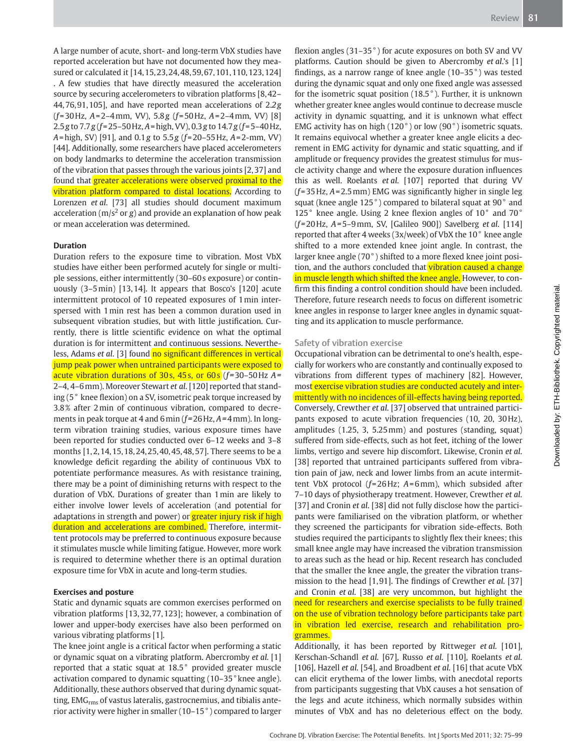A large number of acute, short- and long-term VbX studies have reported acceleration but have not documented how they measured or calculated it [14,15,23,24,48,59,67,101,110,123,124]. A few studies that have directly measured the acceleration source by securing accelerometers to vibration platforms [8,42–44,76,91,105], and have reported mean accelerations of 2.2*g* (*f*=30 Hz, *A*=2–4 mm, VV), 5.8*g* (*f*=50 Hz, *A*=2–4 mm, VV) [8] 2.5*g* to 7.7*g* (*f*=25–50 Hz, *A*=high, VV), 0.3*g* to 14.7*g* (*f*=5–40 Hz, *A*=high, SV) [91], and 0.1*g* to 5.5*g* (*f*=20–55 Hz, *A*=2-mm, VV) [44]. Additionally, some researchers have placed accelerometers on body landmarks to determine the acceleration transmission of the vibration that passes through the various joints [2,37] and found that greater accelerations were observed proximal to the vibration platform compared to distal locations. According to Lorenzen *et al.* [73] all studies should document maximum acceleration ($m/s^2$ or *g*) and provide an explanation of how peak or mean acceleration was determined.

**Duration**

Duration refers to the exposure time to vibration. Most VbX studies have either been performed acutely for single or multiple sessions, either intermittently (30–60 s exposure) or continuously (3–5 min) [13,14]. It appears that Bosco's [120] acute intermittent protocol of 10 repeated exposures of 1 min interspersed with 1 min rest has been a common duration used in subsequent vibration studies, but with little justification. Currently, there is little scientific evidence on what the optimal duration is for intermittent and continuous sessions. Nevertheless, Adams *et al.* [3] found no significant differences in vertical jump peak power when untrained participants were exposed to acute vibration durations of 30 s, 45 s, or 60 s (*f*=30–50 Hz *A*=2–4, 4–6 mm). Moreover Stewart *et al.* [120] reported that standing (5° knee flexion) on a SV, isometric peak torque increased by 3.8% after 2 min of continuous vibration, compared to decrements in peak torque at 4 and 6 min (*f*=26 Hz, *A*=4 mm). In long-term vibration training studies, various exposure times have been reported for studies conducted over 6–12 weeks and 3–8 months [1,2,14,15,18,24,25,40,45,48,57]. There seems to be a knowledge deficit regarding the ability of continuous VbX to potentiate performance measures. As with resistance training, there may be a point of diminishing returns with respect to the duration of VbX. Durations of greater than 1 min are likely to either involve lower levels of acceleration (and potential for adaptations in strength and power) or greater injury risk if high duration and accelerations are combined. Therefore, intermittent protocols may be preferred to continuous exposure because it stimulates muscle while limiting fatigue. However, more work is required to determine whether there is an optimal duration exposure time for VbX in acute and long-term studies.

**Exercises and posture**

Static and dynamic squats are common exercises performed on vibration platforms [13,32,77,123]; however, a combination of lower and upper-body exercises have also been performed on various vibrating platforms [1].

The knee joint angle is a critical factor when performing a static or dynamic squat on a vibrating platform. Abercromby *et al.* [1] reported that a static squat at 18.5° provided greater muscle activation compared to dynamic squatting (10–35° knee angle). Additionally, these authors observed that during dynamic squatting, $EMG_{rms}$ of vastus lateralis, gastrocnemius, and tibialis anterior activity were higher in smaller (10–15°) compared to larger flexion angles (31–35°) for acute exposures on both SV and VV platforms. Caution should be given to Abercromby *et al.*'s [1] findings, as a narrow range of knee angle (10–35°) was tested during the dynamic squat and only one fixed angle was assessed for the isometric squat position (18.5°). Further, it is unknown whether greater knee angles would continue to decrease muscle activity in dynamic squatting, and it is unknown what effect EMG activity has on high (120°) or low (90°) isometric squats. It remains equivocal whether a greater knee angle elicits a decrement in EMG activity for dynamic and static squatting, and if amplitude or frequency provides the greatest stimulus for muscle activity change and where the exposure duration influences this as well. Roelants *et al.* [107] reported that during VV (*f*=35 Hz, *A*=2.5 mm) EMG was significantly higher in single leg squat (knee angle 125°) compared to bilateral squat at 90° and 125° knee angle. Using 2 knee flexion angles of 10° and 70° (*f*=20 Hz, *A*=5–9 mm, SV, [Galileo 900]) Savelberg *et al.* [114] reported that after 4 weeks (3x/week) of VbX the 10° knee angle shifted to a more extended knee joint angle. In contrast, the larger knee angle (70°) shifted to a more flexed knee joint position, and the authors concluded that vibration caused a change in muscle length which shifted the knee angle. However, to confirm this finding a control condition should have been included. Therefore, future research needs to focus on different isometric knee angles in response to larger knee angles in dynamic squatting and its application to muscle performance.

## Safety of vibration exercise

Occupational vibration can be detrimental to one's health, especially for workers who are constantly and continually exposed to vibrations from different types of machinery [82]. However, most exercise vibration studies are conducted acutely and intermittently with no incidences of ill-effects having being reported. Conversely, Crewther *et al.* [37] observed that untrained participants exposed to acute vibration frequencies (10, 20, 30 Hz), amplitudes (1.25, 3, 5.25 mm) and postures (standing, squat) suffered from side-effects, such as hot feet, itching of the lower limbs, vertigo and severe hip discomfort. Likewise, Cronin *et al.* [38] reported that untrained participants suffered from vibration pain of jaw, neck and lower limbs from an acute intermittent VbX protocol (*f*=26 Hz; *A*=6 mm), which subsided after 7–10 days of physiotherapy treatment. However, Crewther *et al.* [37] and Cronin *et al.* [38] did not fully disclose how the participants were familiarised on the vibration platform, or whether they screened the participants for vibration side-effects. Both studies required the participants to slightly flex their knees; this small knee angle may have increased the vibration transmission to areas such as the head or hip. Recent research has concluded that the smaller the knee angle, the greater the vibration transmission to the head [1,91]. The findings of Crewther *et al.* [37] and Cronin *et al.* [38] are very uncommon, but highlight the need for researchers and exercise specialists to be fully trained on the use of vibration technology before participants take part in vibration led exercise, research and rehabilitation programmes.

Additionally, it has been reported by Rittweger *et al.* [101], Kerschan-Schandl *et al.* [67], Russo *et al.* [110], Roelants *et al.* [106], Hazell *et al.* [54], and Broadbent *et al.* [16] that acute VbX can elicit erythema of the lower limbs, with anecdotal reports from participants suggesting that VbX causes a hot sensation of the legs and acute itchiness, which normally subsides within minutes of VbX and has no deleterious effect on the body.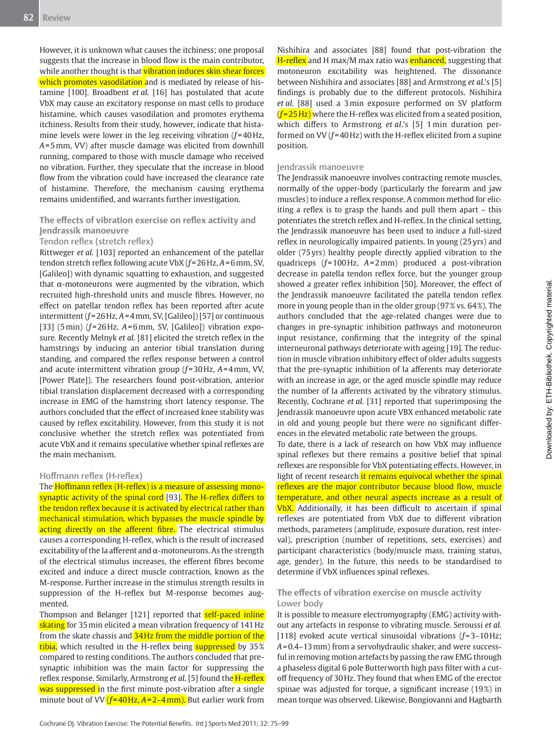However, it is unknown what causes the itchiness; one proposal suggests that the increase in blood flow is the main contributor, while another thought is that vibration induces skin shear forces which promotes vasodilation and is mediated by release of histamine [100]. Broadbent *et al.* [16] has postulated that acute VbX may cause an excitatory response on mast cells to produce histamine, which causes vasodilation and promotes erythema itchiness. Results from their study, however, indicate that histamine levels were lower in the leg receiving vibration ($f$=40 Hz, $A$=5 mm, VV) after muscle damage was elicited from downhill running, compared to those with muscle damage who received no vibration. Further, they speculate that the increase in blood flow from the vibration could have increased the clearance rate of histamine. Therefore, the mechanism causing erythema remains unidentified, and warrants further investigation.

## The effects of vibration exercise on reflex activity and Jendrassik manoeuvre

### Tendon reflex (stretch reflex)

Rittweger *et al.* [103] reported an enhancement of the patellar tendon stretch reflex following acute VbX ($f$=26 Hz, $A$=6 mm, SV, [Galileo]) with dynamic squatting to exhaustion, and suggested that α-motoneurons were augmented by the vibration, which recruited high-threshold units and muscle fibres. However, no effect on patellar tendon reflex has been reported after acute intermittent ($f$=26 Hz, $A$=4 mm, SV, [Galileo]) [57] or continuous [33] (5 min) ($f$=26 Hz, $A$=6 mm, SV, [Galileo]) vibration exposure. Recently Melnyk *et al.* [81] elicited the stretch reflex in the hamstrings by inducing an anterior tibial translation during standing, and compared the reflex response between a control and acute intermittent vibration group ($f$=30 Hz, $A$=4 mm, VV, [Power Plate]). The researchers found post-vibration, anterior tibial translation displacement decreased with a corresponding increase in EMG of the hamstring short latency response. The authors concluded that the effect of increased knee stability was caused by reflex excitability. However, from this study it is not conclusive whether the stretch reflex was potentiated from acute VbX and it remains speculative whether spinal reflexes are the main mechanism.

### Hoffmann reflex (H-reflex)

The Hoffmann reflex (H-reflex) is a measure of assessing monosynaptic activity of the spinal cord [93]. The H-reflex differs to the tendon reflex because it is activated by electrical rather than mechanical stimulation, which bypasses the muscle spindle by acting directly on the afferent fibre. The electrical stimulus causes a corresponding H-reflex, which is the result of increased excitability of the Ia afferent and α-motoneurons. As the strength of the electrical stimulus increases, the efferent fibres become excited and induce a direct muscle contraction, known as the M-response. Further increase in the stimulus strength results in suppression of the H-reflex but M-response becomes augmented.

Thompson and Belanger [121] reported that self-paced inline skating for 35 min elicited a mean vibration frequency of 141 Hz from the skate chassis and 34 Hz from the middle portion of the tibia, which resulted in the H-reflex being suppressed by 35% compared to resting conditions. The authors concluded that presynaptic inhibition was the main factor for suppressing the reflex response. Similarly, Armstrong *et al.* [5] found the H-reflex was suppressed in the first minute post-vibration after a single minute bout of VV ($f$=40 Hz, $A$=2–4 mm). But earlier work from Nishihira and associates [88] found that post-vibration the H-reflex and H max/M max ratio was enhanced, suggesting that motoneuron excitability was heightened. The dissonance between Nishihira and associates [88] and Armstrong *et al.*'s [5] findings is probably due to the different protocols. Nishihira *et al.* [88] used a 3 min exposure performed on SV platform ($f$=25 Hz) where the H-reflex was elicited from a seated position, which differs to Armstrong *et al.*'s [5] 1 min duration performed on VV ($f$=40 Hz) with the H-reflex elicited from a supine position.

### Jendrassik manoeuvre

The Jendrassik manoeuvre involves contracting remote muscles, normally of the upper-body (particularly the forearm and jaw muscles) to induce a reflex response. A common method for eliciting a reflex is to grasp the hands and pull them apart – this potentiates the stretch reflex and H-reflex. In the clinical setting, the Jendrassik manoeuvre has been used to induce a full-sized reflex in neurologically impaired patients. In young (25 yrs) and older (75 yrs) healthy people directly applied vibration to the quadriceps ($f$=100 Hz, $A$=2 mm) produced a post-vibration decrease in patella tendon reflex force, but the younger group showed a greater reflex inhibition [50]. Moreover, the effect of the Jendrassik manoeuvre facilitated the patella tendon reflex more in young people than in the older group (97% vs. 64%). The authors concluded that the age-related changes were due to changes in pre-synaptic inhibition pathways and motoneuron input resistance, confirming that the integrity of the spinal interneuronal pathways deteriorate with ageing [19]. The reduction in muscle vibration inhibitory effect of older adults suggests that the pre-synaptic inhibition of Ia afferents may deteriorate with an increase in age, or the aged muscle spindle may reduce the number of Ia afferents activated by the vibratory stimulus. Recently, Cochrane *et al.* [31] reported that superimposing the Jendrassik manoeuvre upon acute VBX enhanced metabolic rate in old and young people but there were no significant differences in the elevated metabolic rate between the groups.

To date, there is a lack of research on how VbX may influence spinal reflexes but there remains a positive belief that spinal reflexes are responsible for VbX potentiating effects. However, in light of recent research it remains equivocal whether the spinal reflexes are the major contributor because blood flow, muscle temperature, and other neural aspects increase as a result of VbX. Additionally, it has been difficult to ascertain if spinal reflexes are potentiated from VbX due to different vibration methods, parameters (amplitude, exposure duration, rest interval), prescription (number of repetitions, sets, exercises) and participant characteristics (body/muscle mass, training status, age, gender). In the future, this needs to be standardised to determine if VbX influences spinal reflexes.

## The effects of vibration exercise on muscle activity

### Lower body

It is possible to measure electromyography (EMG) activity without any artefacts in response to vibrating muscle. Seroussi *et al.* [118] evoked acute vertical sinusoidal vibrations ($f$=3–10 Hz; $A$=0.4–13 mm) from a servohydraulic shaker, and were successful in removing motion artefacts by passing the raw EMG through a phaseless digital 6 pole Butterworth high pass filter with a cutoff frequency of 30 Hz. They found that when EMG of the erector spinae was adjusted for torque, a significant (19%) in mean torque was observed. Likewise, Bongiovanni and Hagbarth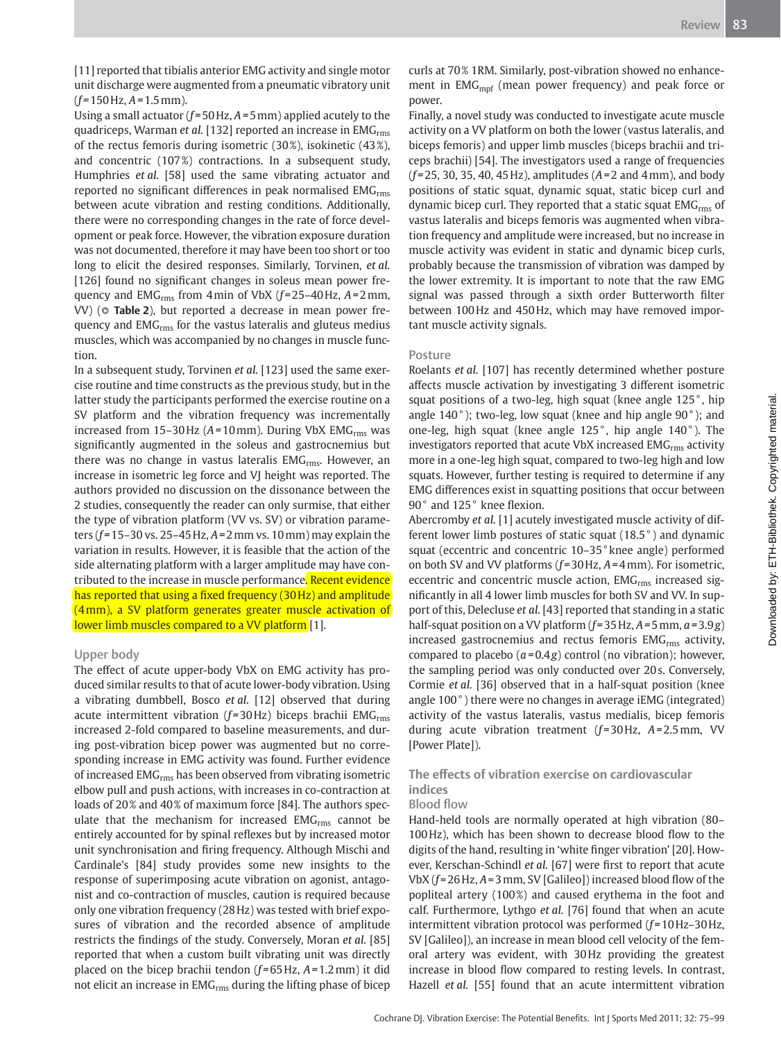[11] reported that tibialis anterior EMG activity and single motor unit discharge were augmented from a pneumatic vibratory unit ($f$=150 Hz, $A$=1.5 mm).

Using a small actuator ($f$=50 Hz, $A$=5 mm) applied acutely to the quadriceps, Warman *et al.* [132] reported an increase in $EMG_{rms}$ of the rectus femoris during isometric (30%), isokinetic (43%), and concentric (107%) contractions. In a subsequent study, Humphries *et al.* [58] used the same vibrating actuator and reported no significant differences in peak normalised $EMG_{rms}$ between acute vibration and resting conditions. Additionally, there were no corresponding changes in the rate of force development or peak force. However, the vibration exposure duration was not documented, therefore it may have been too short or too long to elicit the desired responses. Similarly, Torvinen, *et al.* [126] found no significant changes in soleus mean power frequency and $EMG_{rms}$ from 4 min of VbX ($f$=25–40 Hz, $A$=2 mm, VV) (**Table 2**), but reported a decrease in mean power frequency and $EMG_{rms}$ for the vastus lateralis and gluteus medius muscles, which was accompanied by no changes in muscle function.

In a subsequent study, Torvinen *et al.* [123] used the same exercise routine and time constructs as the previous study, but in the latter study the participants performed the exercise routine on a SV platform and the vibration frequency was incrementally increased from 15–30 Hz ($A$=10 mm). During VbX $EMG_{rms}$ was significantly augmented in the soleus and gastrocnemius but there was no change in vastus lateralis $EMG_{rms}$. However, an increase in isometric leg force and VJ height was reported. The authors provided no discussion on the dissonance between the 2 studies, consequently the reader can only surmise, that either the type of vibration platform (VV vs. SV) or vibration parameters ($f$=15–30 vs. 25–45 Hz, $A$=2 mm vs. 10 mm) may explain the variation in results. However, it is feasible that the action of the side alternating platform with a larger amplitude may have contributed to the increase in muscle performance. Recent evidence has reported that using a fixed frequency (30 Hz) and amplitude (4 mm), a SV platform generates greater muscle activation of lower limb muscles compared to a VV platform [1].

### Upper body

The effect of acute upper-body VbX on EMG activity has produced similar results to that of acute lower-body vibration. Using a vibrating dumbbell, Bosco *et al.* [12] observed that during acute intermittent vibration ($f$=30 Hz) biceps brachii $EMG_{rms}$ increased 2-fold compared to baseline measurements, and during post-vibration bicep power was augmented but no corresponding increase in EMG activity was found. Further evidence of increased $EMG_{rms}$ has been observed from vibrating isometric elbow pull and push actions, with increases in co-contraction at loads of 20% and 40% of maximum force [84]. The authors speculate that the mechanism for increased $EMG_{rms}$ cannot be entirely accounted for by spinal reflexes but by increased motor unit synchronisation and firing frequency. Although Mischi and Cardinale's [84] study provides some new insights to the response of superimposing acute vibration on agonist, antagonist and co-contraction of muscles, caution is required because only one vibration frequency (28 Hz) was tested with brief exposures of vibration and the recorded absence of amplitude restricts the findings of the study. Conversely, Moran *et al.* [85] reported that when a custom built vibrating unit was directly placed on the bicep brachii tendon ($f$=65 Hz, $A$=1.2 mm) it did not elicit an increase in $EMG_{rms}$ during the lifting phase of bicep curls at 70% 1RM. Similarly, post-vibration showed no enhancement in $EMG_{mpf}$ (mean power frequency) and peak force or power.

Finally, a novel study was conducted to investigate acute muscle activity on a VV platform on both the lower (vastus lateralis, and biceps femoris) and upper limb muscles (biceps brachii and triceps brachii) [54]. The investigators used a range of frequencies ($f$=25, 30, 35, 40, 45 Hz), amplitudes ($A$=2 and 4 mm), and body positions of static squat, dynamic squat, static bicep curl and dynamic bicep curl. They reported that a static squat $EMG_{rms}$ of vastus lateralis and biceps femoris was augmented when vibration frequency and amplitude were increased, but no increase in muscle activity was evident in static and dynamic bicep curls, probably because the transmission of vibration was damped by the lower extremity. It is important to note that the raw EMG signal was passed through a sixth order Butterworth filter between 100 Hz and 450 Hz, which may have removed important muscle activity signals.

### Posture

Roelants *et al.* [107] has recently determined whether posture affects muscle activation by investigating 3 different isometric squat positions of a two-leg, high squat (knee angle 125°, hip angle 140°); two-leg, low squat (knee and hip angle 90°); and one-leg, high squat (knee angle 125°, hip angle 140°). The investigators reported that acute VbX increased $EMG_{rms}$ activity more in a one-leg high squat, compared to two-leg high and low squats. However, further testing is required to determine if any EMG differences exist in squatting positions that occur between 90° and 125° knee flexion.

Abercromby *et al.* [1] acutely investigated muscle activity of different lower limb postures of static squat (18.5°) and dynamic squat (eccentric and concentric 10–35° knee angle) performed on both SV and VV platforms ($f$=30 Hz, $A$=4 mm). For isometric, eccentric and concentric muscle action, $EMG_{rms}$ increased significantly in all 4 lower limb muscles for both SV and VV. In support of this, Delecluse *et al.* [43] reported that standing in a static half-squat position on a VV platform ($f$=35 Hz, $A$=5 mm, $a$=3.9 $g$) increased gastrocnemius and rectus femoris $EMG_{rms}$ activity, compared to placebo ($a$=0.4 $g$) control (no vibration); however, the sampling period was only conducted over 20 s. Conversely, Cormie *et al.* [36] observed that in a half-squat position (knee angle 100°) there were no changes in average iEMG (integrated) activity of the vastus lateralis, vastus medialis, bicep femoris during acute vibration treatment ($f$=30 Hz, $A$=2.5 mm, VV [Power Plate]).

## The effects of vibration exercise on cardiovascular indices

### Blood flow

Hand-held tools are normally operated at high vibration (80–100 Hz), which has been shown to decrease blood flow to the digits of the hand, resulting in 'white finger vibration' [20]. However, Kerschan-Schindl *et al.* [67] were first to report that acute VbX ($f$=26 Hz, $A$=3 mm, SV [Galileo]) increased blood flow of the popliteal artery (100%) and caused erythema in the foot and calf. Furthermore, Lythgo *et al.* [76] found that when an acute intermittent vibration protocol was performed ($f$=10 Hz–30 Hz, SV [Galileo]), an increase in mean blood cell velocity of the femoral artery was evident, with 30 Hz providing the greatest increase in blood flow compared to resting levels. In contrast, Hazell *et al.* [55] found that an acute intermittent vibration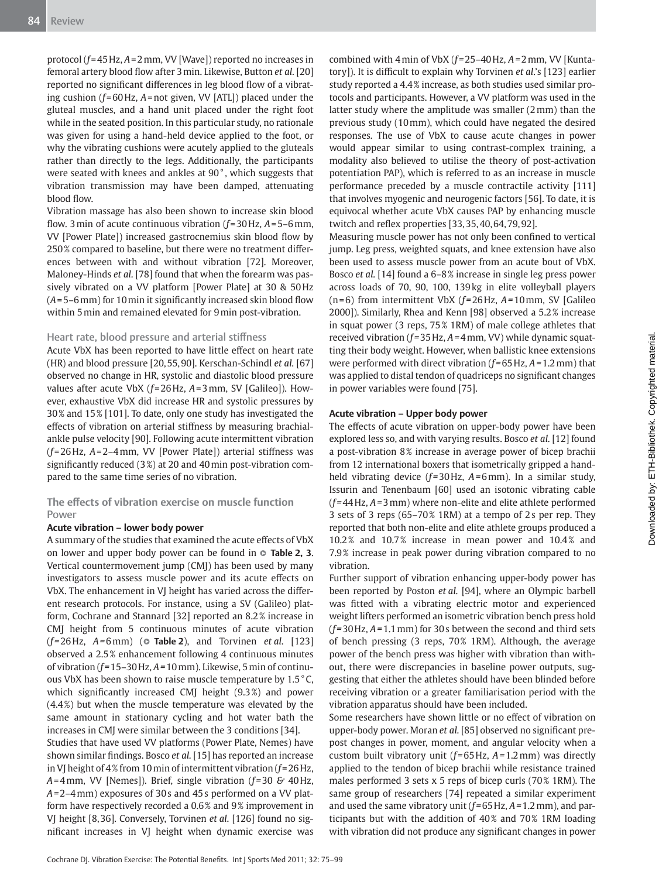protocol ($f$=45 Hz, $A$=2 mm, VV [Wave]) reported no increases in femoral artery blood flow after 3 min. Likewise, Button *et al.* [20] reported no significant differences in leg blood flow of a vibrating cushion ($f$=60 Hz, $A$=not given, VV [ATL]) placed under the gluteal muscles, and a hand unit placed under the right foot while in the seated position. In this particular study, no rationale was given for using a hand-held device applied to the foot, or why the vibrating cushions were acutely applied to the gluteals rather than directly to the legs. Additionally, the participants were seated with knees and ankles at 90°, which suggests that vibration transmission may have been damped, attenuating blood flow.

Vibration massage has also been shown to increase skin blood flow. 3 min of acute continuous vibration ($f$=30 Hz, $A$=5–6 mm, VV [Power Plate]) increased gastrocnemius skin blood flow by 250% compared to baseline, but there were no treatment differences between with and without vibration [72]. Moreover, Maloney-Hinds *et al.* [78] found that when the forearm was passively vibrated on a VV platform [Power Plate] at 30 & 50 Hz ($A$=5–6 mm) for 10 min it significantly increased skin blood flow within 5 min and remained elevated for 9 min post-vibration.

### Heart rate, blood pressure and arterial stiffness

Acute VbX has been reported to have little effect on heart rate (HR) and blood pressure [20, 55, 90]. Kerschan-Schindl *et al.* [67] observed no change in HR, systolic and diastolic blood pressure values after acute VbX ($f$=26 Hz, $A$=3 mm, SV [Galileo]). However, exhaustive VbX did increase HR and systolic pressures by 30% and 15% [101]. To date, only one study has investigated the effects of vibration on arterial stiffness by measuring brachial-ankle pulse velocity [90]. Following acute intermittent vibration ($f$=26 Hz, $A$=2–4 mm, VV [Power Plate]) arterial stiffness was significantly reduced (3%) at 20 and 40 min post-vibration compared to the same time series of no vibration.

## The effects of vibration exercise on muscle function

### Power

#### Acute vibration – lower body power

A summary of the studies that examined the acute effects of VbX on lower and upper body power can be found in **Table 2, 3**. Vertical countermovement jump (CMJ) has been used by many investigators to assess muscle power and its acute effects on VbX. The enhancement in VJ height has varied across the different research protocols. For instance, using a SV (Galileo) platform, Cochrane and Stannard [32] reported an 8.2% increase in CMJ height from 5 continuous minutes of acute vibration ($f$=26 Hz, $A$=6 mm) (**Table 2**), and Torvinen *et al.* [123] observed a 2.5% enhancement following 4 continuous minutes of vibration ($f$=15–30 Hz, $A$=10 mm). Likewise, 5 min of continuous VbX has been shown to raise muscle temperature by 1.5°C, which significantly increased CMJ height (9.3%) and power (4.4%) but when the muscle temperature was elevated by the same amount in stationary cycling and hot water bath the increases in CMJ were similar between the 3 conditions [34].

Studies that have used VV platforms (Power Plate, Nemes) have shown similar findings. Bosco *et al.* [15] has reported an increase in VJ height of 4% from 10 min of intermittent vibration ($f$=26 Hz, $A$=4 mm, VV [Nemes]). Brief, single vibration ($f$=30 & 40 Hz, $A$=2–4 mm) exposures of 30 s and 45 s performed on a VV platform have respectively recorded a 0.6% and 9% improvement in VJ height [8, 36]. Conversely, Torvinen *et al.* [126] found no significant increases in VJ height when dynamic exercise was combined with 4 min of VbX ($f$=25–40 Hz, $A$=2 mm, VV [Kuntatory]). It is difficult to explain why Torvinen *et al.*'s [123] earlier study reported a 4.4% increase, as both studies used similar protocols and participants. However, a VV platform was used in the latter study where the amplitude was smaller (2 mm) than the previous study (10 mm), which could have negated the desired responses. The use of VbX to cause acute changes in power would appear similar to using contrast-complex training, a modality also believed to utilise the theory of post-activation potentiation PAP), which is referred to as an increase in muscle performance preceded by a muscle contractile activity [111] that involves myogenic and neurogenic factors [56]. To date, it is equivocal whether acute VbX causes PAP by enhancing muscle twitch and reflex properties [33, 35, 40, 64, 79, 92].

Measuring muscle power has not only been confined to vertical jump. Leg press, weighted squats, and knee extension have also been used to assess muscle power from an acute bout of VbX. Bosco *et al.* [14] found a 6–8% increase in single leg press power across loads of 70, 90, 100, 139 kg in elite volleyball players (n=6) from intermittent VbX ($f$=26 Hz, $A$=10 mm, SV [Galileo 2000]). Similarly, Rhea and Kenn [98] observed a 5.2% increase in squat power (3 reps, 75% 1RM) of male college athletes that received vibration ($f$=35 Hz, $A$=4 mm, VV) while dynamic squatting their body weight. However, when ballistic knee extensions were performed with direct vibration ($f$=65 Hz, $A$=1.2 mm) that was applied to distal tendon of quadriceps no significant changes in power variables were found [75].

#### Acute vibration – Upper body power

The effects of acute vibration on upper-body power have been explored less so, and with varying results. Bosco *et al.* [12] found a post-vibration 8% increase in average power of bicep brachii from 12 international boxers that isometrically gripped a hand-held vibrating device ($f$=30 Hz, $A$=6 mm). In a similar study, Issurin and Tenenbaum [60] used an isotonic vibrating cable ($f$=44 Hz, $A$=3 mm) where non-elite and elite athlete performed 3 sets of 3 reps (65–70% 1RM) at a tempo of 2 s per rep. They reported that both non-elite and elite athlete groups produced a 10.2% and 10.7% increase in mean power and 10.4% and 7.9% increase in peak power during vibration compared to no vibration.

Further support of vibration enhancing upper-body power has been reported by Poston *et al.* [94], where an Olympic barbell was fitted with a vibrating electric motor and experienced weight lifters performed an isometric vibration bench press hold ($f$=30 Hz, $A$=1.1 mm) for 30 s between the second and third sets of bench pressing (3 reps, 70% 1RM). Although, the average power of the bench press was higher with vibration than without, there were discrepancies in baseline power outputs, suggesting that either the athletes should have been blinded before receiving vibration or a greater familiarisation period with the vibration apparatus should have been included.

Some researchers have shown little or no effect of vibration on upper-body power. Moran *et al.* [85] observed no significant pre-post changes in power, moment, and angular velocity when a custom built vibratory unit ($f$=65 Hz, $A$=1.2 mm) was directly applied to the tendon of bicep brachii while resistance trained males performed 3 sets x 5 reps of bicep curls (70% 1RM). The same group of researchers [74] repeated a similar experiment and used the same vibratory unit ($f$=65 Hz, $A$=1.2 mm), and participants but with the addition of 40% and 70% 1RM loading with vibration did not produce any significant changes in power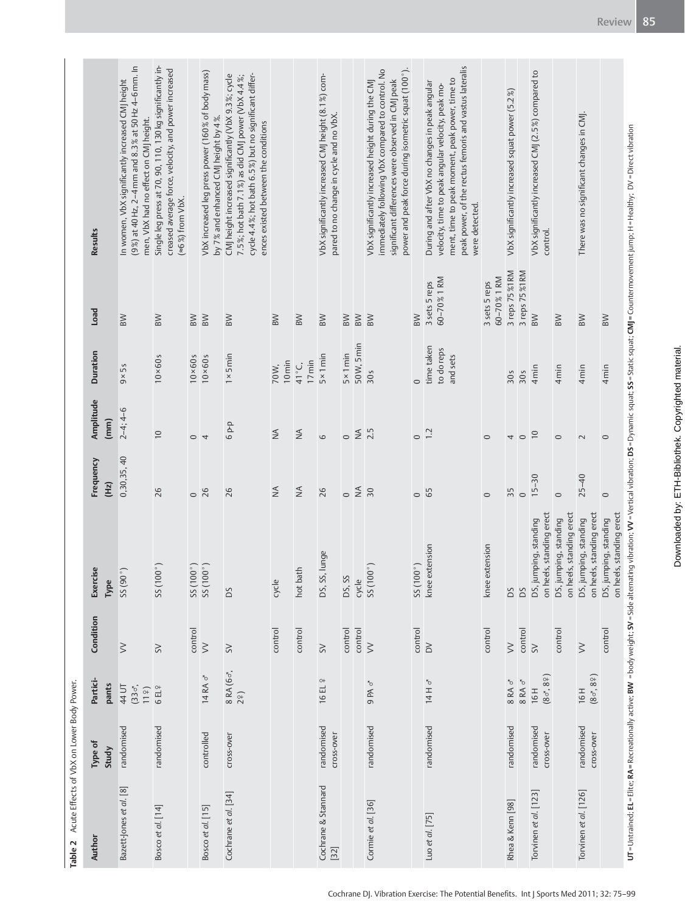**Table 2** Acute Effects of VbX on Lower Body Power.

| Author | Type of Study | Participants | Condition | Exercise Type | Frequency (Hz) | Amplitude (mm) | Duration | Load | Results |
|---|---|---|---|---|---|---|---|---|---|
| Bazett-Jones et al. [8] | randomised | 44 UT (33♂, 11♀) | VV | SS (90°) | 0, 30, 35, 40 | 2–4; 4–6 | 9×5 s | BW | In women, VbX significantly increased CMJ height (9%) at 40 Hz, 2–4 mm and 8.3% at 50 Hz 4–6 mm. In men, VbX had no effect on CMJ height. |
| Bosco et al. [14] | randomised | 6 EL♀ | SV | SS (100°) | 26 | 10 | 10×60 s | BW | Single leg press at 70, 90, 110, 130 kg significantly increased average force, velocity, and power increased (≈6%) from VbX. |
| | | | control | SS (100°) | 0 | 0 | 10×60 s | BW | |
| Bosco et al. [15] | controlled | 14 RA ♂ | VV | SS (100°) | 26 | 4 | 10×60 s | BW | VbX increased leg press power (160% of body mass) by 7% and enhanced CMJ height by 4%. |
| Cochrane et al. [34] | cross-over | 8 RA (6♂, 2♀) | SV | DS | 26 | 6 p-p | 1×5 min | BW | CMJ height increased significantly (VbX 9.3%; cycle 7.5%; hot bath 7.1%) as did CMJ power (VbX 4.4%; cycle 4.4%; hot bath 6.5%) but no significant differences existed between the conditions |
| | | | control | cycle | NA | NA | 70 W, 10 min | BW | |
| | | | control | hot bath | NA | NA | 41°C, 17 min | BW | |
| Cochrane & Stannard [32] | randomised cross-over | 16 EL ♀ | SV | DS, SS, lunge | 26 | 6 | 5×1 min | BW | VbX significantly increased CMJ height (8.1%) compared to no change in cycle and no VbX. |
| | | | control | DS, SS | 0 | 0 | 5×1 min | BW | |
| | | | control | cycle | NA | NA | 50 W, 5 min | BW | |
| Cormie et al. [36] | randomised | 9 PA ♂ | VV | SS (100°) | 30 | 2.5 | 30 s | BW | VbX significantly increased height during the CMJ immediately following VbX compared to control. No significant differences were observed in CMJ peak power and peak force during isometric squat (100°). |
| | | | control | SS (100°) | 0 | 0 | 0 | BW | |
| Luo et al. [75] | randomised | 14 H ♂ | DV | knee extension | 65 | 1.2 | time taken to do reps and sets | 3 sets 5 reps 60–70% 1 RM | During and after VbX no changes in peak angular velocity, time to peak angular velocity, peak moment, time to peak moment, peak power, time to peak power, of the rectus femoris and vastus lateralis were detected. |
| | | | control | knee extension | 0 | 0 | | 3 sets 5 reps 60–70% 1 RM | |
| Rhea & Kenn [98] | randomised | 8 RA ♂ | VV | DS | 35 | 4 | 30 s | 3 reps 75 %1RM | VbX significantly increased squat power (5.2%) |
| | | 8 RA ♂ | control | DS | 0 | 0 | 30 s | 3 reps 75 %1RM | |
| Torvinen et al. [123] | randomised cross-over | 16 H (8♂, 8♀) | SV | DS, jumping, standing on heels, standing erect | 15–30 | 10 | 4 min | BW | VbX significantly increased CMJ (2.5%) compared to control. |
| | | | control | DS, jumping, standing on heels, standing erect | 0 | 0 | 4 min | BW | |
| Torvinen et al. [126] | randomised cross-over | 16 H (8♂, 8♀) | VV | DS, jumping, standing on heels, standing erect | 25–40 | 2 | 4 min | BW | There was no significant changes in CMJ. |
| | | | control | DS, jumping, standing on heels, standing erect | 0 | 0 | 4 min | BW | |

**UT** = Untrained; **EL** = Elite; **RA** = Recreationally active; **BW** = body weight; **SV** = Side alternating vibration; **VV** = Vertical vibration; **DS** = Dynamic squat; **SS** = Static squat; **CMJ** = Countermovement jump; H = Healthy; DV = Direct vibration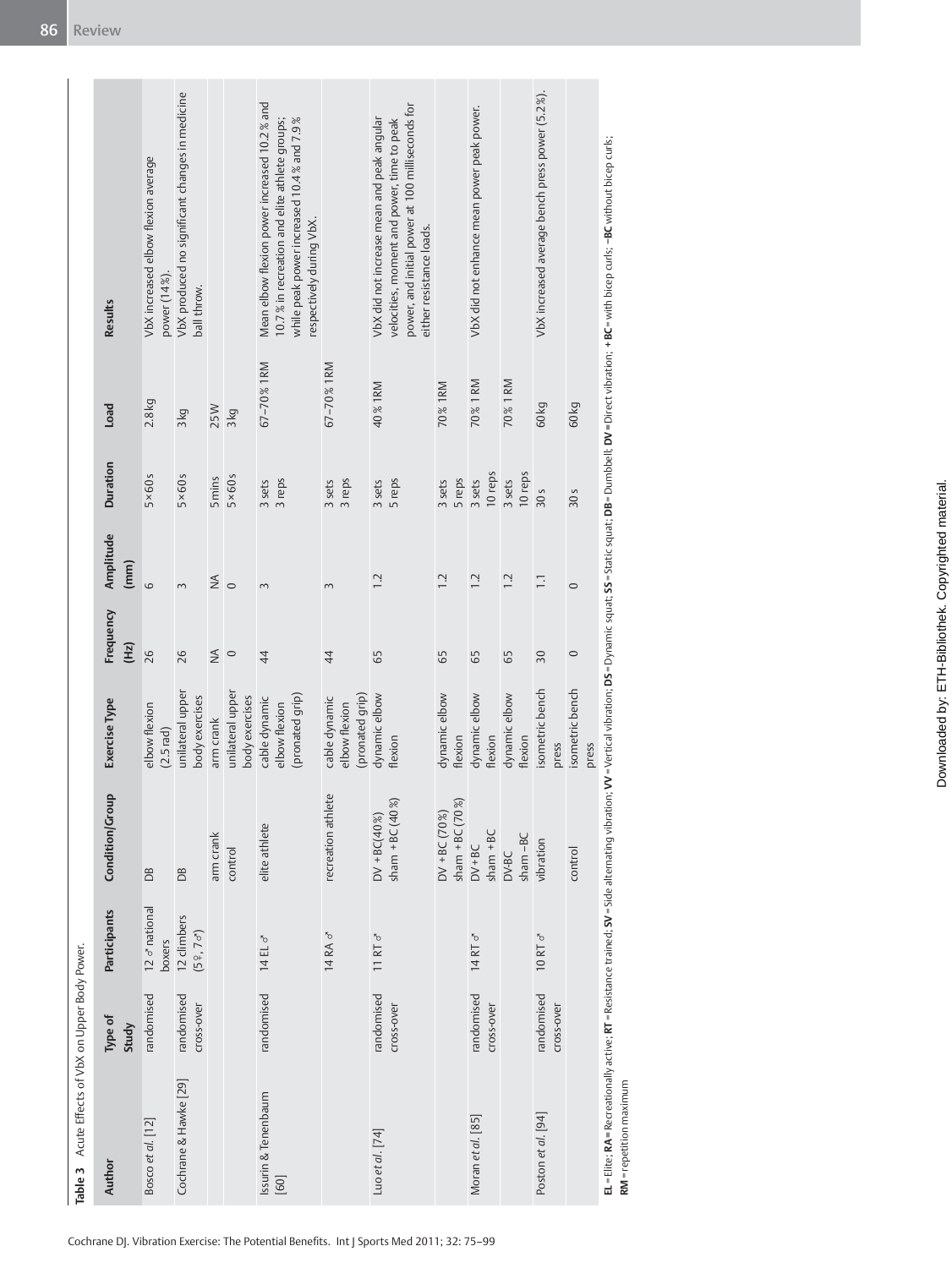**Table 3** Acute Effects of VbX on Upper Body Power.

| Author | Type of Study | Participants | Condition/Group | Exercise Type | Frequency (Hz) | Amplitude (mm) | Duration | Load | Results |
|---|---|---|---|---|---|---|---|---|---|
| Bosco *et al.* [12] | randomised | 12 ♂ national boxers | DB | elbow flexion (2.5 rad) | 26 | 6 | 5×60 s | 2.8 kg | VbX increased elbow flexion average power (14%). |
| Cochrane & Hawke [29] | randomised cross-over | 12 climbers (5♀, 7♂) | DB | unilateral upper body exercises | 26 | 3 | 5×60 s | 3 kg | VbX produced no significant changes in medicine ball throw. |
| | | | arm crank | arm crank | NA | NA | 5 mins | 25 W | |
| | | | control | unilateral upper body exercises | 0 | 0 | 5×60 s | 3 kg | |
| Issurin & Tenenbaum [60] | randomised | 14 EL ♂ | elite athlete | cable dynamic elbow flexion (pronated grip) | 44 | 3 | 3 sets 3 reps | 67–70% 1RM | Mean elbow flexion power increased 10.2% and 10.7% in recreation and elite athlete groups; while peak power increased 10.4% and 7.9% respectively during VbX. |
| | | 14 RA ♂ | recreation athlete | cable dynamic elbow flexion (pronated grip) | 44 | 3 | 3 sets 3 reps | 67–70% 1RM | |
| Luo *et al.* [74] | randomised cross-over | 11 RT ♂ | DV + BC(40%) sham + BC (40%) | dynamic elbow flexion | 65 | 1.2 | 3 sets 5 reps | 40% 1RM | VbX did not increase mean and peak angular velocities, moment and power, time to peak power, and initial power at 100 milliseconds for either resistance loads. |
| | | | DV + BC (70%) sham + BC (70%) | dynamic elbow flexion | 65 | 1.2 | 3 sets 5 reps | 70% 1RM | |
| Moran *et al.* [85] | randomised cross-over | 14 RT ♂ | DV + BC sham + BC | dynamic elbow flexion | 65 | 1.2 | 3 sets 10 reps | 70% 1RM | VbX did not enhance mean power peak power. |
| | | | DV-BC sham −BC | dynamic elbow flexion | 65 | 1.2 | 3 sets 10 reps | 70% 1RM | |
| Poston *et al.* [94] | randomised cross-over | 10 RT ♂ | vibration | isometric bench press | 30 | 1.1 | 30 s | 60 kg | VbX increased average bench press power (5.2%). |
| | | | control | isometric bench press | 0 | 0 | 30 s | 60 kg | |

**EL** = Elite; **RA** = Recreationally active; **RT** = Resistance trained; **SV** = Side alternating vibration; **VV** = Vertical vibration; **DS** = Dynamic squat; **SS** = Static squat; **DB** = Dumbbell; **DV** = Direct vibration; **+BC** = with bicep curls; **−BC** without bicep curls; **RM** = repetition maximum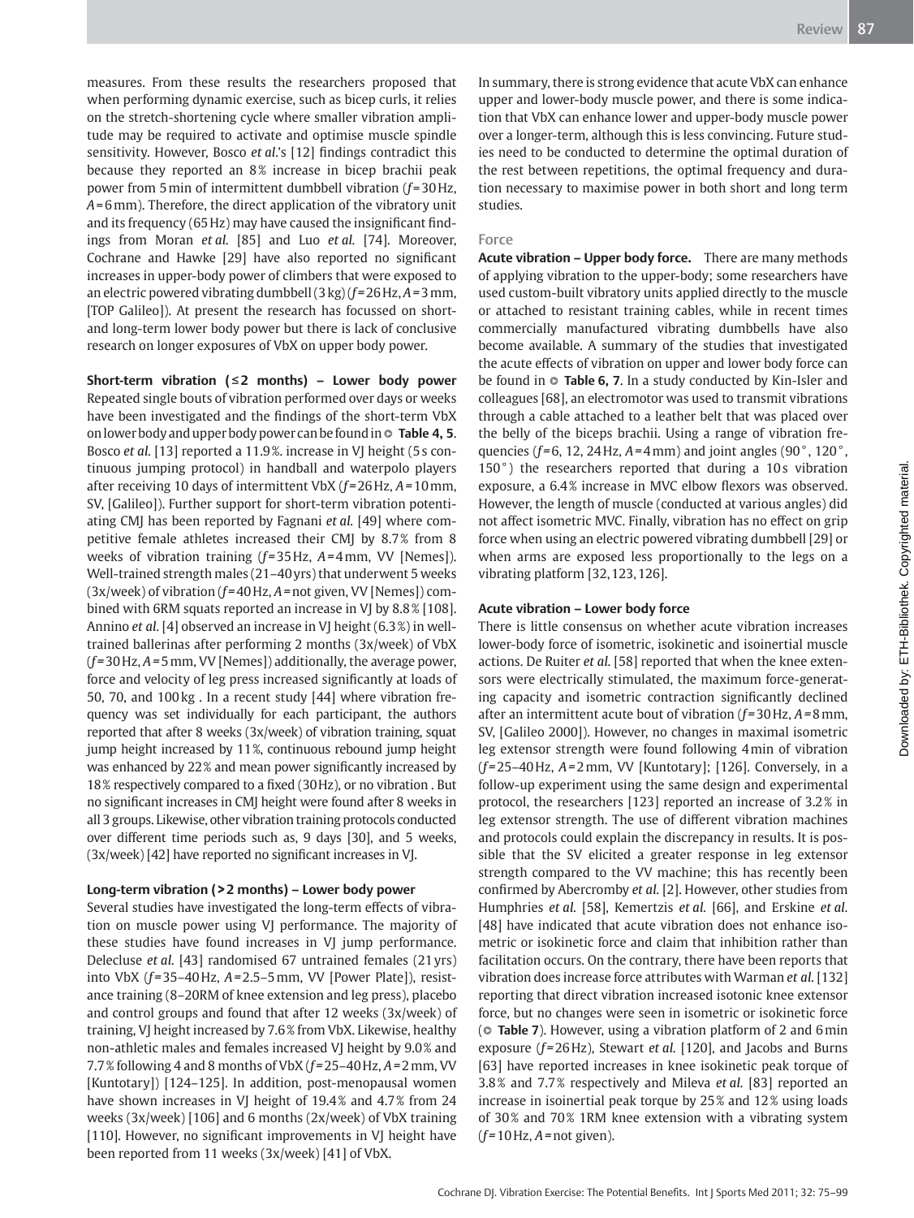measures. From these results the researchers proposed that when performing dynamic exercise, such as bicep curls, it relies on the stretch-shortening cycle where smaller vibration amplitude may be required to activate and optimise muscle spindle sensitivity. However, Bosco *et al.*'s [12] findings contradict this because they reported an 8% increase in bicep brachii peak power from 5 min of intermittent dumbbell vibration ($f$=30 Hz, $A$=6 mm). Therefore, the direct application of the vibratory unit and its frequency (65 Hz) may have caused the insignificant findings from Moran *et al.* [85] and Luo *et al.* [74]. Moreover, Cochrane and Hawke [29] have also reported no significant increases in upper-body power of climbers that were exposed to an electric powered vibrating dumbbell (3 kg) ($f$=26 Hz, $A$=3 mm, [TOP Galileo]). At present the research has focussed on short- and long-term lower body power but there is lack of conclusive research on longer exposures of VbX on upper body power.

**Short-term vibration (≤2 months) – Lower body power** Repeated single bouts of vibration performed over days or weeks have been investigated and the findings of the short-term VbX on lower body and upper body power can be found in ◉ **Table 4, 5**. Bosco *et al.* [13] reported a 11.9%. increase in VJ height (5 s continuous jumping protocol) in handball and waterpolo players after receiving 10 days of intermittent VbX ($f$=26 Hz, $A$=10 mm, SV, [Galileo]). Further support for short-term vibration potentiating CMJ has been reported by Fagnani *et al.* [49] where competitive female athletes increased their CMJ by 8.7% from 8 weeks of vibration training ($f$=35 Hz, $A$=4 mm, VV [Nemes]). Well-trained strength males (21–40 yrs) that underwent 5 weeks (3x/week) of vibration ($f$=40 Hz, $A$=not given, VV [Nemes]) combined with 6RM squats reported an increase in VJ by 8.8% [108]. Annino *et al.* [4] observed an increase in VJ height (6.3%) in well-trained ballerinas after performing 2 months (3x/week) of VbX ($f$=30 Hz, $A$=5 mm, VV [Nemes]) additionally, the average power, force and velocity of leg press increased significantly at loads of 50, 70, and 100 kg . In a recent study [44] where vibration frequency was set individually for each participant, the authors reported that after 8 weeks (3x/week) of vibration training, squat jump height increased by 11%, continuous rebound jump height was enhanced by 22% and mean power significantly increased by 18% respectively compared to a fixed (30 Hz), or no vibration . But no significant increases in CMJ height were found after 8 weeks in all 3 groups. Likewise, other vibration training protocols conducted over different time periods such as, 9 days [30], and 5 weeks, (3x/week) [42] have reported no significant increases in VJ.

**Long-term vibration (>2 months) – Lower body power**

Several studies have investigated the long-term effects of vibration on muscle power using VJ performance. The majority of these studies have found increases in VJ jump performance. Delecluse *et al.* [43] randomised 67 untrained females (21 yrs) into VbX ($f$=35–40 Hz, $A$=2.5–5 mm, VV [Power Plate]), resistance training (8–20RM of knee extension and leg press), placebo and control groups and found that after 12 weeks (3x/week) of training, VJ height increased by 7.6% from VbX. Likewise, healthy non-athletic males and females increased VJ height by 9.0% and 7.7% following 4 and 8 months of VbX ($f$=25–40 Hz, $A$=2 mm, VV [Kuntotary]) [124–125]. In addition, post-menopausal women have shown increases in VJ height of 19.4% and 4.7% from 24 weeks (3x/week) [106] and 6 months (2x/week) of VbX training [110]. However, no significant improvements in VJ height have been reported from 11 weeks (3x/week) [41] of VbX.

In summary, there is strong evidence that acute VbX can enhance upper and lower-body muscle power, and there is some indication that VbX can enhance lower and upper-body muscle power over a longer-term, although this is less convincing. Future studies need to be conducted to determine the optimal duration of the rest between repetitions, the optimal frequency and duration necessary to maximise power in both short and long term studies.

### Force

**Acute vibration – Upper body force.** There are many methods of applying vibration to the upper-body; some researchers have used custom-built vibratory units applied directly to the muscle or attached to resistant training cables, while in recent times commercially manufactured vibrating dumbbells have also become available. A summary of the studies that investigated the acute effects of vibration on upper and lower body force can be found in ◉ **Table 6, 7**. In a study conducted by Kin-Isler and colleagues [68], an electromotor was used to transmit vibrations through a cable attached to a leather belt that was placed over the belly of the biceps brachii. Using a range of vibration frequencies ($f$=6, 12, 24 Hz, $A$=4 mm) and joint angles (90°, 120°, 150°) the researchers reported that during a 10 s vibration exposure, a 6.4% increase in MVC elbow flexors was observed. However, the length of muscle (conducted at various angles) did not affect isometric MVC. Finally, vibration has no effect on grip force when using an electric powered vibrating dumbbell [29] or when arms are exposed less proportionally to the legs on a vibrating platform [32, 123, 126].

**Acute vibration – Lower body force**

There is little consensus on whether acute vibration increases lower-body force of isometric, isokinetic and isoinertial muscle actions. De Ruiter *et al.* [58] reported that when the knee extensors were electrically stimulated, the maximum force-generating capacity and isometric contraction significantly declined after an intermittent acute bout of vibration ($f$=30 Hz, $A$=8 mm, SV, [Galileo 2000]). However, no changes in maximal isometric leg extensor strength were found following 4 min of vibration ($f$=25–40 Hz, $A$=2 mm, VV [Kuntotary]; [126]. Conversely, in a follow-up experiment using the same design and experimental protocol, the researchers [123] reported an increase of 3.2% in leg extensor strength. The use of different vibration machines and protocols could explain the discrepancy in results. It is possible that the SV elicited a greater response in leg extensor strength compared to the VV machine; this has recently been confirmed by Abercromby *et al.* [2]. However, other studies from Humphries *et al.* [58], Kemertzis *et al.* [66], and Erskine *et al.* [48] have indicated that acute vibration does not enhance isometric or isokinetic force and claim that inhibition rather than facilitation occurs. On the contrary, there have been reports that vibration does increase force attributes with Warman *et al.* [132] reporting that direct vibration increased isotonic knee extensor force, but no changes were seen in isometric or isokinetic force (◉ **Table 7**). However, using a vibration platform of 2 and 6 min exposure ($f$=26 Hz), Stewart *et al.* [120], and Jacobs and Burns [63] have reported increases in knee isokinetic peak torque of 3.8% and 7.7% respectively and Mileva *et al.* [83] reported an increase in isoinertial peak torque by 25% and 12% using loads of 30% and 70% 1RM knee extension with a vibrating system ($f$=10 Hz, $A$=not given).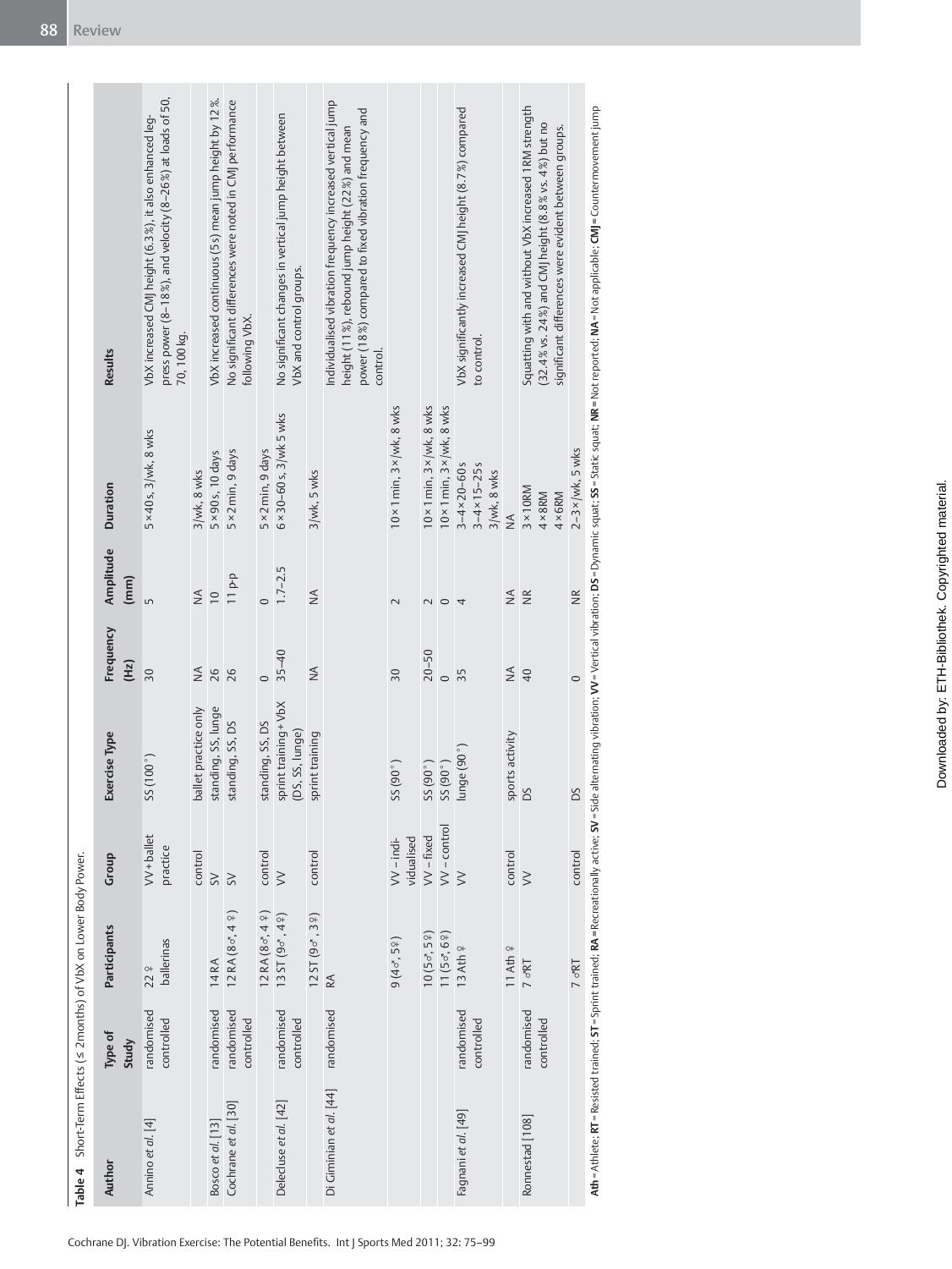**Table 4** Short-Term Effects (≤ 2 months) of VbX on Lower Body Power.

| Author | Type of Study | Participants | Group | Exercise Type | Frequency (Hz) | Amplitude (mm) | Duration | Results |
|---|---|---|---|---|---|---|---|---|
| Annino *et al.* [4] | randomised controlled | 22 ♀ ballerinas | VV + ballet practice | SS (100°) | 30 | 5 | 5 × 40 s, 3/wk, 8 wks | VbX increased CMJ height (6.3 %), it also enhanced leg-press power (8–18 %), and velocity (8–26 %) at loads of 50, 70, 100 kg. |
| | | | control | ballet practice only | NA | NA | 3/wk, 8 wks | |
| Bosco *et al.* [13] | randomised | 14 RA | SV | standing, SS, lunge | 26 | 10 | 5 × 90 s, 10 days | VbX increased continuous (5 s) mean jump height by 12 %. |
| Cochrane *et al.* [30] | randomised controlled | 12 RA (8♂, 4♀) | SV | standing, SS, DS | 26 | 11 p-p | 5 × 2 min, 9 days | No significant differences were noted in CMJ performance following VbX. |
| | | 12 RA (8♂, 4♀) | control | standing, SS, DS | 0 | 0 | 5 × 2 min, 9 days | |
| Delecluse *et al.* [42] | randomised controlled | 13 ST (9♂, 4♀) | VV | sprint training + VbX (DS, SS, lunge) | 35–40 | 1.7–2.5 | 6 × 30–60 s, 3/wk 5 wks | No significant changes in vertical jump height between VbX and control groups. |
| | | 12 ST (9♂, 3♀) | control | sprint training | NA | NA | 3/wk, 5 wks | |
| Di Giminian *et al.* [44] | randomised | RA | | | | | | Individualised vibration frequency increased vertical jump height (11 %), rebound jump height (22 %) and mean power (18 %) compared to fixed vibration frequency and control. |
| | | 9 (4♂, 5♀) | VV – individualised | SS (90°) | 30 | 2 | 10 × 1 min, 3 ×/wk, 8 wks | |
| | | 10 (5♂, 5♀) | VV – fixed | SS (90°) | 20–50 | 2 | 10 × 1 min, 3 ×/wk, 8 wks | |
| | | 11 (5♂, 6♀) | VV – control | SS (90°) | 0 | 0 | 10 × 1 min, 3 ×/wk, 8 wks | |
| Fagnani *et al.* [49] | randomised controlled | 13 Ath ♀ | VV | lunge (90°) | 35 | 4 | 3–4 × 20–60 s 3–4 × 15–25 s 3/wk, 8 wks | VbX significantly increased CMJ height (8.7 %) compared to control. |
| | | 11 Ath ♀ | control | sports activity | NA | NA | NA | |
| Ronnestad [108] | randomised controlled | 7 ♂RT | VV | DS | 40 | NR | 3 × 10RM 4 × 8RM 4 × 6RM | Squatting with and without VbX increased 1RM strength (32.4 % vs. 24 %) and CMJ height (8.8 % vs. 4 %) but no significant differences were evident between groups. |
| | | 7 ♂RT | control | DS | 0 | NR | 2–3 ×/wk, 5 wks | |

**Ath** = Athlete; **RT** = Resisted trained; **ST** = Sprint trained; **RA** = Recreationally active; **SV** = Side alternating vibration; **VV** = Vertical vibration; **DS** = Dynamic squat; **SS** = Static squat; **NR** = Not reported; **NA** = Not applicable; **CMJ** = Countermovement jump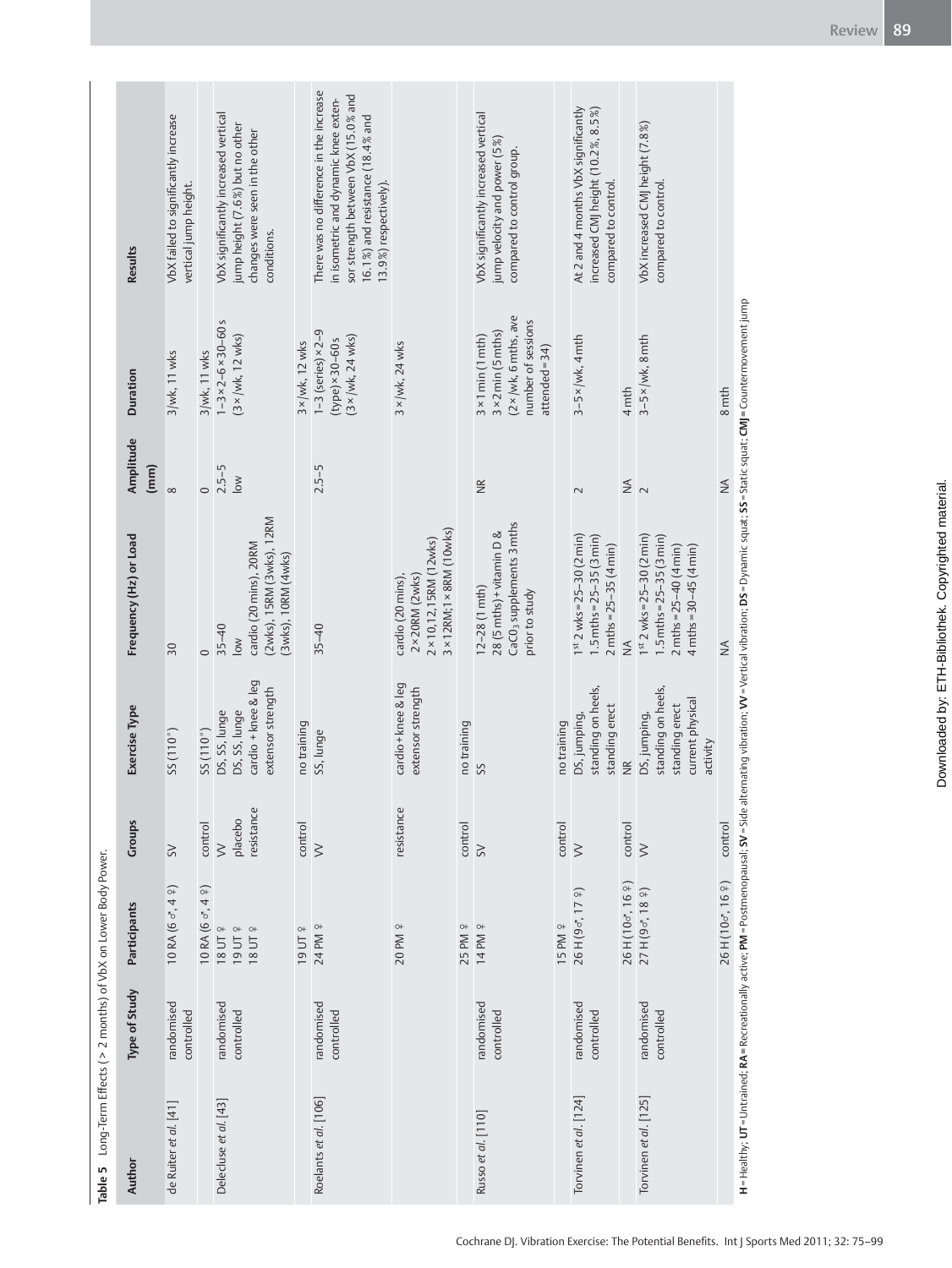**Table 5** Long-Term Effects (> 2 months) of VbX on Lower Body Power.

| Author | Type of Study | Participants | Groups | Exercise Type | Frequency (Hz) or Load | Amplitude (mm) | Duration | Results |
|---|---|---|---|---|---|---|---|---|
| de Ruiter et al. [41] | randomised controlled | 10 RA (6♂, 4♀) | SV | SS (110°) | 30 | 8 | 3/wk, 11 wks | VbX failed to significantly increase vertical jump height. |
| | | 10 RA (6♂, 4♀) | control | SS (110°) | 0 | 0 | 3/wk, 11 wks | |
| Delecluse et al. [43] | randomised controlled | 18 UT ♀<br>19 UT ♀<br>18 UT ♀ | VV<br>placebo<br>resistance | DS, SS, lunge<br>DS, SS, lunge<br>cardio + knee & leg extensor strength | 35–40<br>low<br>cardio (20 mins), 20RM (2wks), 15RM (3wks), 12RM (3wks), 10RM (4wks) | 2.5–5<br>low | 1–3×2–6×30–60 s (3×/wk, 12 wks) | VbX significantly increased vertical jump height (7.6%) but no other changes were seen in the other conditions. |
| | | 19 UT ♀ | control | no training | | | 3×/wk, 12 wks | |
| Roelants et al. [106] | randomised controlled | 24 PM ♀ | VV | SS, lunge | 35–40 | 2.5–5 | 1–3 (series)×2–9 (type)×30–60 s (3×/wk, 24 wks) | There was no difference in the increase in isometric and dynamic knee extensor strength between VbX (15.0% and 16.1%) and resistance (18.4% and 13.9%) respectively). |
| | | 20 PM ♀ | resistance | cardio + knee & leg extensor strength | cardio (20 mins), 2×20RM (2wks) 2×10,12,15RM (12wks) 3×12RM;1×8RM (10wks) | | 3×/wk, 24 wks | |
| | | 25 PM ♀ | control | no training | | | | |
| Russo et al. [110] | randomised controlled | 14 PM ♀ | SV | SS | 12–28 (1 mth)<br>28 (5 mths) + vitamin D & $CaC0_3$ supplements 3 mths prior to study | NR | 3×1 min (1 mth)<br>3×2 min (5 mths)<br>(2×/wk, 6 mths, ave number of sessions attended = 34) | VbX significantly increased vertical jump velocity and power (5%) compared to control group. |
| | | 15 PM ♀ | control | no training | | | | |
| Torvinen et al. [124] | randomised controlled | 26 H (9♂, 17♀) | VV | DS, jumping, standing on heels, standing erect | 1st 2 wks = 25–30 (2 min)<br>1.5 mths = 25–35 (3 min)<br>2 mths = 25–35 (4 min) | 2 | 3–5×/wk, 4 mth | At 2 and 4 months VbX significantly increased CMJ height (10.2%, 8.5%) compared to control. |
| | | 26 H (10♂, 16♀) | control | NR | NA | NA | 4 mth | |
| Torvinen et al. [125] | randomised controlled | 27 H (9♂, 18♀) | VV | DS, jumping, standing on heels, standing erect current physical activity | 1st 2 wks = 25–30 (2 min)<br>1.5 mths = 25–35 (3 min)<br>2 mths = 25–40 (4 min)<br>4 mths = 30–45 (4 min) | 2 | 3–5×/wk, 8 mth | VbX increased CMJ height (7.8%) compared to control. |
| | | 26 H (10♂, 16♀) | control | | NA | NA | 8 mth | |

**H** = Healthy; **UT** = Untrained; **RA** = Recreationally active; **PM** = Postmenopausal; **SV** = Side alternating vibration; **VV** = Vertical vibration; **DS** = Dynamic squat; **SS** = Static squat; **CMJ** = Countermovement jump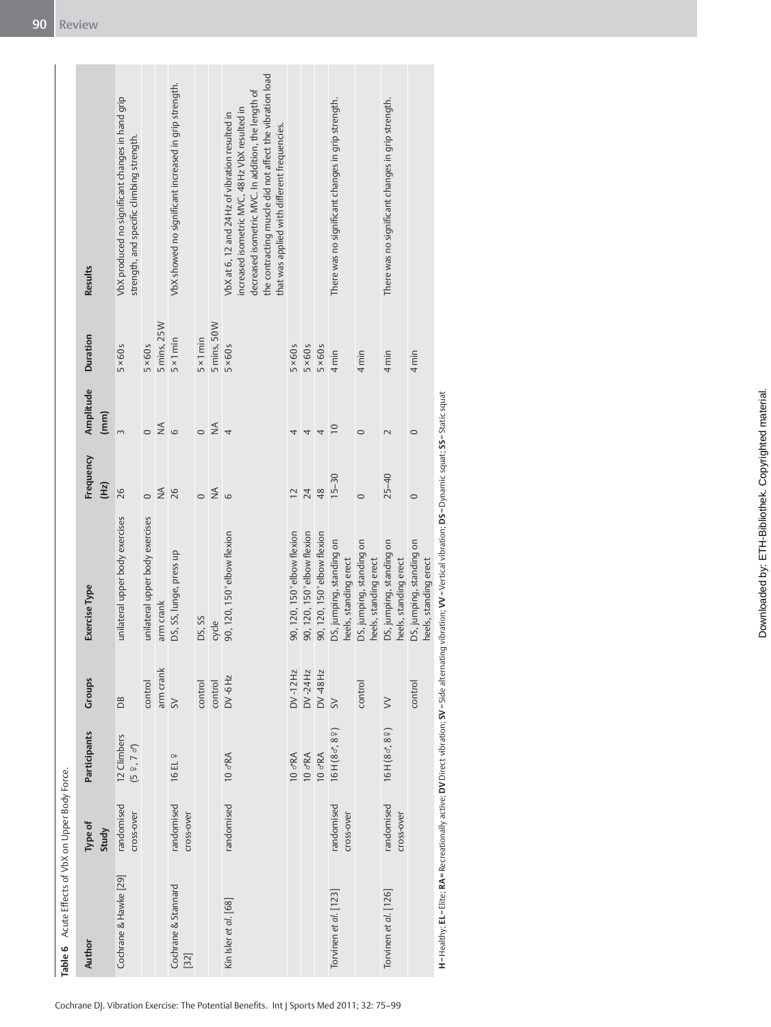**Table 6** Acute Effects of VbX on Upper Body Force.

| Author | Type of Study | Participants | Groups | Exercise Type | Frequency (Hz) | Amplitude (mm) | Duration | Results |
|---|---|---|---|---|---|---|---|---|
| Cochrane & Hawke [29] | randomised cross-over | 12 Climbers (5 ♀, 7 ♂) | DB | unilateral upper body exercises | 26 | 3 | 5×60s | VbX produced no significant changes in hand grip strength, and specific climbing strength. |
| | | | control | unilateral upper body exercises | 0 | 0 | 5×60s | |
| | | | arm crank | arm crank | NA | NA | 5 mins, 25W | |
| Cochrane & Stannard [32] | randomised cross-over | 16 EL ♀ | SV | DS, SS, lunge, press up | 26 | 6 | 5×1 min | VbX showed no significant increased in grip strength. |
| | | | control | DS, SS | 0 | 0 | 5×1 min | |
| | | | control | cycle | NA | NA | 5 mins, 50W | |
| Kin Isler *et al.* [68] | randomised | 10 ♂RA | DV-6Hz | 90, 120, 150° elbow flexion | 6 | 4 | 5×60s | VbX at 6, 12 and 24Hz of vibration resulted in increased isometric MVC, 48Hz VbX resulted in decreased isometric MVC. In addition, the length of the contracting muscle did not affect the vibration load that was applied with different frequencies. |
| | | 10 ♂RA | DV-12Hz | 90, 120, 150° elbow flexion | 12 | 4 | 5×60s | |
| | | 10 ♂RA | DV-24Hz | 90, 120, 150° elbow flexion | 24 | 4 | 5×60s | |
| | | 10 ♂RA | DV-48Hz | 90, 120, 150° elbow flexion | 48 | 4 | 5×60s | |
| Torvinen *et al.* [123] | randomised cross-over | 16 H (8♂, 8♀) | SV | DS, jumping, standing on heels, standing erect | 15–30 | 10 | 4 min | There was no significant changes in grip strength. |
| | | | control | DS, jumping, standing on heels, standing erect | 0 | 0 | 4 min | |
| Torvinen *et al.* [126] | randomised cross-over | 16 H (8♂, 8♀) | VV | DS, jumping, standing on heels, standing erect | 25–40 | 2 | 4 min | There was no significant changes in grip strength. |
| | | | control | DS, jumping, standing on heels, standing erect | 0 | 0 | 4 min | |

**H** = Healthy; **EL** = Elite; **RA** = Recreationally active; **DV** Direct vibration; **SV** = Side alternating vibration; **VV** = Vertical vibration; **DS** = Dynamic squat; **SS** = Static squat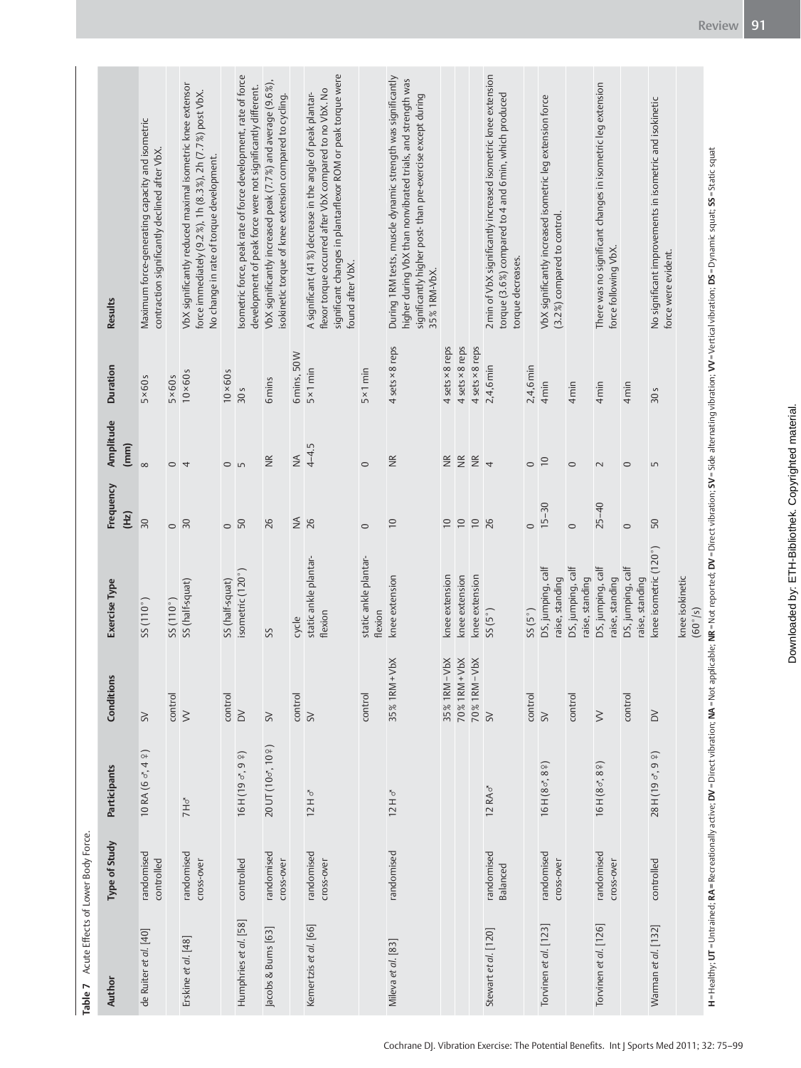**Table 7** Acute Effects of Lower Body Force.

| Author | Type of Study | Participants | Conditions | Exercise Type | Frequency (Hz) | Amplitude (mm) | Duration | Results |
|---|---|---|---|---|---|---|---|---|
| de Ruiter et al. [40] | randomised controlled | 10 RA (6♂, 4♀) | SV | SS (110°) | 30 | 8 | 5×60 s | Maximum force-generating capacity and isometric contraction significantly declined after VbX. |
| | | | control | SS (110°) | 0 | 0 | 5×60 s | |
| Erskine et al. [48] | randomised cross-over | 7H♂ | VV | SS (half-squat) | 30 | 4 | 10×60 s | VbX significantly reduced maximal isometric knee extensor force immediately (9.2%), 1h (8.3%), 2h (7.7%) post VbX. No change in rate of torque development. |
| | | | control | SS (half-squat) | 0 | 0 | 10×60 s | |
| Humphries et al. [58] | controlled | 16 H (19♂, 9♀) | DV | isometric (120°) | 50 | 5 | 30 s | Isometric force, peak rate of force development, rate of force development of peak force were not significantly different. |
| Jacobs & Burns [63] | randomised cross-over | 20 UT (10♂, 10♀) | SV | SS | 26 | NR | 6 mins | VbX significantly increased peak (7.7%) and average (9.6%), isokinetic torque of knee extension compared to cycling. |
| | | | control | cycle | NA | NA | 6 mins, 50 W | |
| Kemertzis et al. [66] | randomised cross-over | 12 H♂ | SV | static ankle plantar-flexion | 26 | 4–4.5 | 5×1 min | A significant (41%) decrease in the angle of peak plantar-flexor torque occurred after VbX compared to no VbX. No significant changes in plantarflexor ROM or peak torque were found after VbX. |
| | | | control | static ankle plantar-flexion | 0 | 0 | 5×1 min | |
| Mileva et al. [83] | randomised | 12 H♂ | 35% 1RM+VbX | knee extension | 10 | NR | 4 sets×8 reps | During 1RM tests, muscle dynamic strength was significantly higher during VbX than nonvibrated trials, and strength was significantly higher post- than pre-exercise except during 35% 1RM-VbX. |
| | | | 35% 1RM−VbX | knee extension | 10 | NR | 4 sets×8 reps | |
| | | | 70% 1RM+VbX | knee extension | 10 | NR | 4 sets×8 reps | |
| | | | 70% 1RM−VbX | knee extension | 10 | NR | 4 sets×8 reps | |
| Stewart et al. [120] | randomised Balanced | 12 RA♂ | SV | SS (5°) | 26 | 4 | 2,4,6 min | 2 min of VbX significantly increased isometric knee extension torque (3.6%) compared to 4 and 6 min, which produced torque decreases. |
| | | | control | SS (5°) | 0 | 0 | 2,4,6 min | |
| Torvinen et al. [123] | randomised cross-over | 16 H (8♂, 8♀) | SV | DS, jumping, calf raise, standing | 15–30 | 10 | 4 min | VbX significantly increased isometric leg extension force (3.2%) compared to control. |
| | | | control | DS, jumping, calf raise, standing | 0 | 0 | 4 min | |
| Torvinen et al. [126] | randomised cross-over | 16 H (8♂, 8♀) | VV | DS, jumping, calf raise, standing | 25–40 | 2 | 4 min | There was no significant changes in isometric leg extension force following VbX. |
| | | | control | DS, jumping, calf raise, standing | 0 | 0 | 4 min | |
| Warman et al. [132] | controlled | 28 H (19♂, 9♀) | DV | knee isometric (120°) | 50 | 5 | 30 s | No significant improvements in isometric and isokinetic force were evident. |
| | | | | knee isokinetic (60°/s) | | | | |

**H** = Healthy; **UT** = Untrained; **RA** = Recreationally active; **DV** = Direct vibration; **NA** = Not applicable; **NR** = Not reported; **DV** = Direct vibration; **SV** = side alternating vibration; **VV** = Vertical vibration; **DS** = Dynamic squat; **SS** = Static squat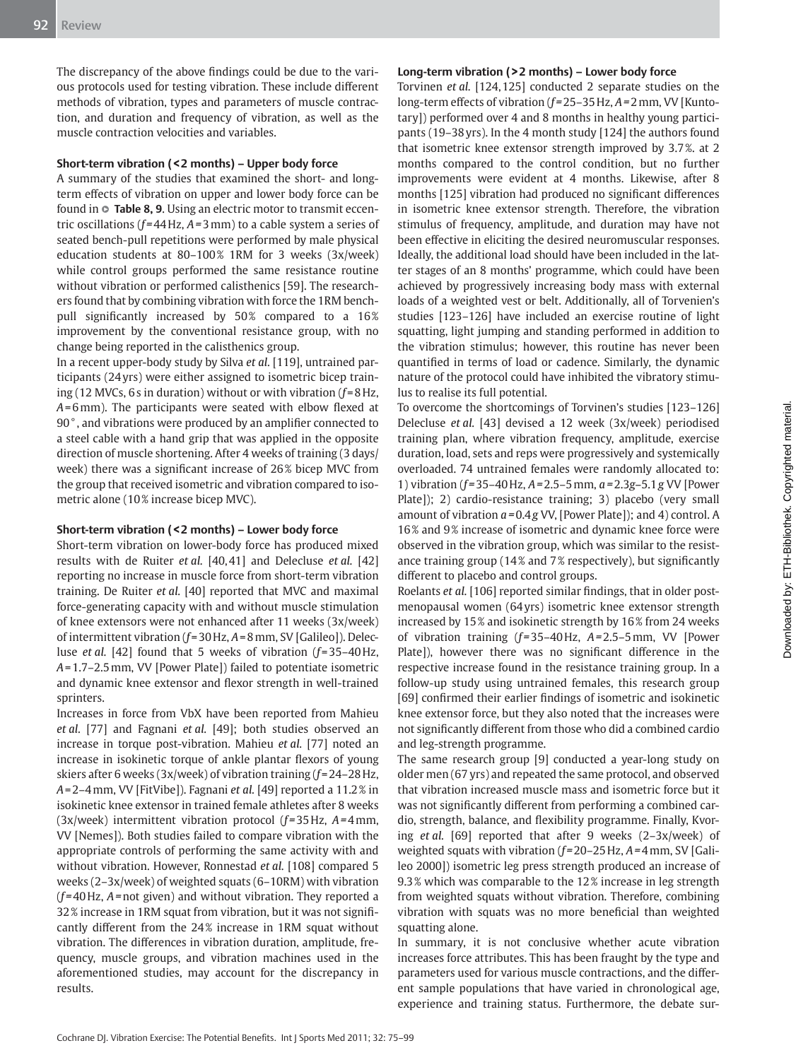The discrepancy of the above findings could be due to the various protocols used for testing vibration. These include different methods of vibration, types and parameters of muscle contraction, and duration and frequency of vibration, as well as the muscle contraction velocities and variables.

### Short-term vibration (<2 months) – Upper body force

A summary of the studies that examined the short- and long-term effects of vibration on upper and lower body force can be found in **Table 8, 9**. Using an electric motor to transmit eccentric oscillations ($f$ = 44 Hz, $A$ = 3 mm) to a cable system a series of seated bench-pull repetitions were performed by male physical education students at 80–100% 1RM for 3 weeks (3x/week) while control groups performed the same resistance routine without vibration or performed calisthenics [59]. The researchers found that by combining vibration with force the 1RM bench-pull significantly increased by 50% compared to a 16% improvement by the conventional resistance group, with no change being reported in the calisthenics group.

In a recent upper-body study by Silva *et al.* [119], untrained participants (24 yrs) were either assigned to isometric bicep training (12 MVCs, 6 s in duration) without or with vibration ($f$ = 8 Hz, $A$ = 6 mm). The participants were seated with elbow flexed at 90°, and vibrations were produced by an amplifier connected to a steel cable with a hand grip that was applied in the opposite direction of muscle shortening. After 4 weeks of training (3 days/week) there was a significant increase of 26% bicep MVC from the group that received isometric and vibration compared to isometric alone (10% increase bicep MVC).

### Short-term vibration (<2 months) – Lower body force

Short-term vibration on lower-body force has produced mixed results with de Ruiter *et al.* [40,41] and Delecluse *et al.* [42] reporting no increase in muscle force from short-term vibration training. De Ruiter *et al.* [40] reported that MVC and maximal force-generating capacity with and without muscle stimulation of knee extensors were not enhanced after 11 weeks (3x/week) of intermittent vibration ($f$ = 30 Hz, $A$ = 8 mm, SV [Galileo]). Delecluse *et al.* [42] found that 5 weeks of vibration ($f$ = 35–40 Hz, $A$ = 1.7–2.5 mm, VV [Power Plate]) failed to potentiate isometric and dynamic knee extensor and flexor strength in well-trained sprinters.

Increases in force from VbX have been reported from Mahieu *et al.* [77] and Fagnani *et al.* [49]; both studies observed an increase in torque post-vibration. Mahieu *et al.* [77] noted an increase in isokinetic torque of ankle plantar flexors of young skiers after 6 weeks (3x/week) of vibration training ($f$ = 24–28 Hz, $A$ = 2–4 mm, VV [FitVibe]). Fagnani *et al.* [49] reported a 11.2% in isokinetic knee extensor in trained female athletes after 8 weeks (3x/week) intermittent vibration protocol ($f$ = 35 Hz, $A$ = 4 mm, VV [Nemes]). Both studies failed to compare vibration with the appropriate controls of performing the same activity with and without vibration. However, Ronnestad *et al.* [108] compared 5 weeks (2–3x/week) of weighted squats (6–10RM) with vibration ($f$ = 40 Hz, $A$ = not given) and without vibration. They reported a 32% increase in 1RM squat from vibration, but it was not significantly different from the 24% increase in 1RM squat without vibration. The differences in vibration duration, amplitude, frequency, muscle groups, and vibration machines used in the aforementioned studies, may account for the discrepancy in results.

### Long-term vibration (>2 months) – Lower body force

Torvinen *et al.* [124,125] conducted 2 separate studies on the long-term effects of vibration ($f$ = 25–35 Hz, $A$ = 2 mm, VV [Kuntotary]) performed over 4 and 8 months in healthy young participants (19–38 yrs). In the 4 month study [124] the authors found that isometric knee extensor strength improved by 3.7%. at 2 months compared to the control condition, but no further improvements were evident at 4 months. Likewise, after 8 months [125] vibration had produced no significant differences in isometric knee extensor strength. Therefore, the vibration stimulus of frequency, amplitude, and duration may have not been effective in eliciting the desired neuromuscular responses. Ideally, the additional load should have been included in the latter stages of an 8 months' programme, which could have been achieved by progressively increasing body mass with external loads of a weighted vest or belt. Additionally, all of Torvenien's studies [123–126] have included an exercise routine of light squatting, light jumping and standing performed in addition to the vibration stimulus; however, this routine has never been quantified in terms of load or cadence. Similarly, the dynamic nature of the protocol could have inhibited the vibratory stimulus to realise its full potential.

To overcome the shortcomings of Torvinen's studies [123–126] Delecluse *et al.* [43] devised a 12 week (3x/week) periodised training plan, where vibration frequency, amplitude, exercise duration, load, sets and reps were progressively and systemically overloaded. 74 untrained females were randomly allocated to: 1) vibration ($f$ = 35–40 Hz, $A$ = 2.5–5 mm, $a$ = 2.3$g$–5.1$g$ VV [Power Plate]); 2) cardio-resistance training; 3) placebo (very small amount of vibration $a$ = 0.4$g$ VV, [Power Plate]); and 4) control. A 16% and 9% increase of isometric and dynamic knee force were observed in the vibration group, which was similar to the resistance training group (14% and 7% respectively), but significantly different to placebo and control groups.

Roelants *et al.* [106] reported similar findings, that in older post-menopausal women (64 yrs) isometric knee extensor strength increased by 15% and isokinetic strength by 16% from 24 weeks of vibration training ($f$ = 35–40 Hz, $A$ = 2.5–5 mm, VV [Power Plate]), however there was no significant difference in the respective increase found in the resistance training group. In a follow-up study using untrained females, this research group [69] confirmed their earlier findings of isometric and isokinetic knee extensor force, but they also noted that the increases were not significantly different from those who did a combined cardio and leg-strength programme.

The same research group [9] conducted a year-long study on older men (67 yrs) and repeated the same protocol, and observed that vibration increased muscle mass and isometric force but it was not significantly different from performing a combined cardio, strength, balance, and flexibility programme. Finally, Kvorning *et al.* [69] reported that after 9 weeks (2–3x/week) of weighted squats with vibration ($f$ = 20–25 Hz, $A$ = 4 mm, SV [Galileo 2000]) isometric leg press strength produced an increase of 9.3% which was comparable to the 12% increase in leg strength from weighted squats without vibration. Therefore, combining vibration with squats was no more beneficial than weighted squatting alone.

In summary, it is not conclusive whether acute vibration increases force attributes. This has been fraught by the type and parameters used for various muscle contractions, and the different sample populations that have varied in chronological age, experience and training status. Furthermore, the debate sur-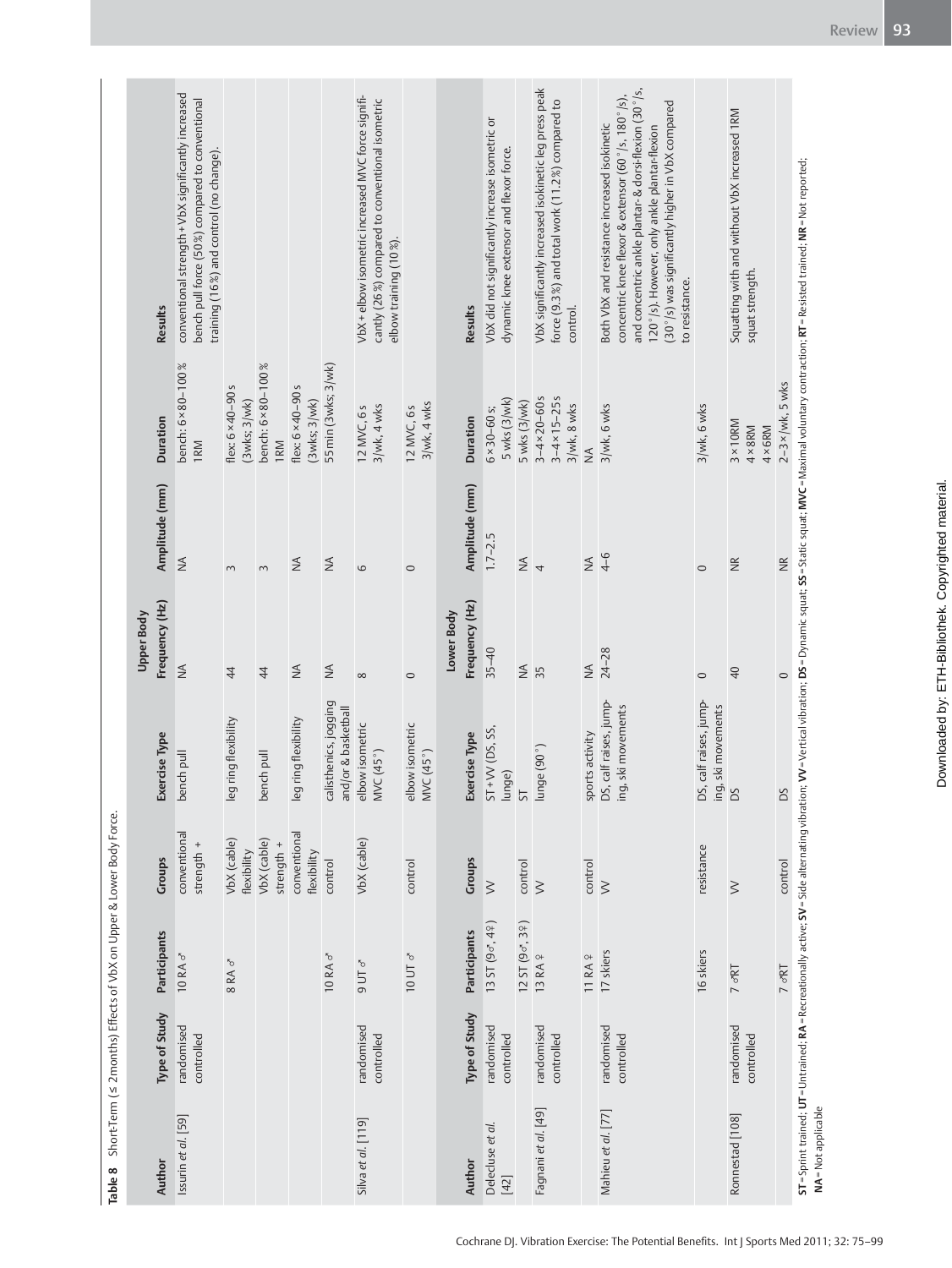**Table 8** Short-Term (≤ 2 months) Effects of VbX on Upper & Lower Body Force.

| Author | Type of Study | Participants | Groups | Exercise Type | Upper Body Frequency (Hz) | Amplitude (mm) | Duration | Results |
|---|---|---|---|---|---|---|---|---|
| Issurin *et al.* [59] | randomised controlled | 10 RA ♂ | conventional strength + | bench pull | NA | NA | bench: 6 × 80–100 % 1RM | conventional strength + VbX significantly increased bench pull force (50 %) compared to conventional training (16 %) and control (no change). |
| | | 8 RA ♂ | VbX (cable) flexibility | leg ring flexibility | 44 | 3 | flex: 6 × 40–90 s (3wks; 3/wk) | |
| | | | VbX (cable) strength + | bench pull | 44 | 3 | bench: 6 × 80–100 % 1RM | |
| | | | conventional flexibility | leg ring flexibility | NA | NA | flex: 6 × 40–90 s (3wks; 3/wk) | |
| | | 10 RA ♂ | control | calisthenics, jogging and/or & basketball | NA | NA | 55 min (3wks; 3/wk) | |
| Silva *et al.* [119] | randomised controlled | 9 UT ♂ | VbX (cable) | elbow isometric MVC (45°) | 8 | 6 | 12 MVC, 6 s 3/wk, 4 wks | VbX + elbow isometric increased MVC force significantly (26 %) compared to conventional isometric elbow training (10 %). |
| | | 10 UT ♂ | control | elbow isometric MVC (45°) | 0 | 0 | 12 MVC, 6 s 3/wk, 4 wks | |
| **Author** | **Type of Study** | **Participants** | **Groups** | **Exercise Type** | **Lower Body Frequency (Hz)** | **Amplitude (mm)** | **Duration** | **Results** |
| Delecluse *et al.* [42] | randomised controlled | 13 ST (9♂, 4♀) | VV | ST + VV (DS, SS, lunge) | 35–40 | 1.7–2.5 | 6 × 30–60 s; 5 wks (3/wk) | VbX did not significantly increase isometric or dynamic knee extensor and flexor force. |
| | | 12 ST (9♂, 3♀) | control | ST | NA | NA | 5 wks (3/wk) | |
| Fagnani *et al.* [49] | randomised controlled | 13 RA ♀ | VV | lunge (90°) | 35 | 4 | 3–4 × 20–60 s 3–4 × 15–25 s 3/wk, 8 wks | VbX significantly increased isokinetic leg press peak force (9.3 %) and total work (11.2 %) compared to control. |
| | | 11 RA ♀ | control | sports activity | NA | NA | NA | |
| Mahieu *et al.* [77] | randomised controlled | 17 skiers | VV | DS, calf raises, jumping, ski movements | 24–28 | 4–6 | 3/wk, 6 wks | Both VbX and resistance increased isokinetic concentric knee flexor & extensor (60°/s, 180°/s), and concentric ankle plantar- & dorsi-flexion (30°/s, 120°/s). However, only ankle plantar-flexion (30°/s) was significantly higher in VbX compared to resistance. |
| | | 16 skiers | resistance | DS, calf raises, jumping, ski movements | 0 | 0 | 3/wk, 6 wks | |
| Ronnestad [108] | randomised controlled | 7 ♂RT | VV | DS | 40 | NR | 3 × 10RM 4 × 8RM 4 × 6RM | Squatting with and without VbX increased 1RM squat strength. |
| | | 7 ♂RT | control | DS | 0 | NR | 2–3 × /wk, 5 wks | |

**ST** = Sprint trained; **UT** = Untrained; **RA** = Recreationally active; **SV** = Side alternating vibration; **VV** = Vertical vibration; **DS** = Dynamic squat; **SS** = Static squat; **MVC** = Maximal voluntary contraction; **RT** = Resisted trained; **NR** = Not reported; **NA** = Not applicable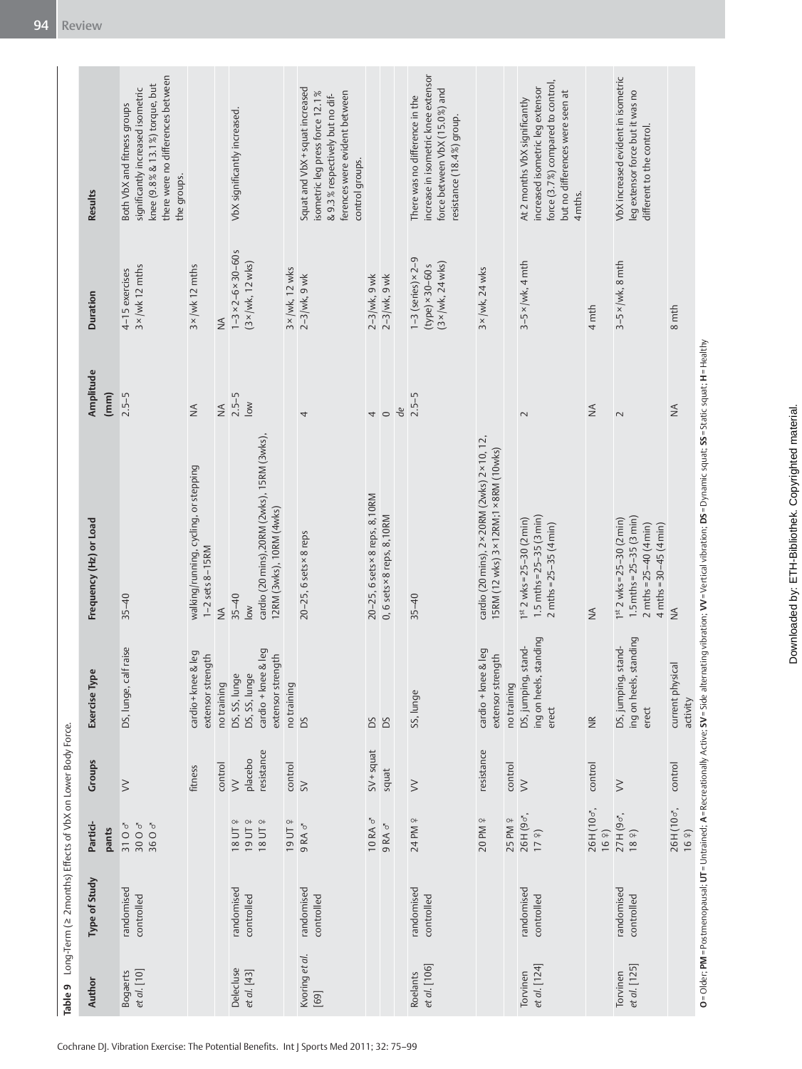**Table 9** Long-Term (≥ 2months) Effects of VbX on Lower Body Force.

| Author | Type of Study | Participants | Groups | Exercise Type | Frequency (Hz) or Load | Amplitude (mm) | Duration | Results |
|---|---|---|---|---|---|---|---|---|
| Bogaerts *et al.* [10] | randomised controlled | 31 O ♂<br>30 O ♂<br>36 O ♂ | VV | DS, lunge, calf raise | 35–40 | 2.5–5 | 4–15 exercises<br>3×/wk 12 mths | Both VbX and fitness groups significantly increased isometric knee (9.8% & 13.1%) torque, but there were no differences between the groups. |
| | | | fitness | cardio+knee & leg extensor strength | walking/running, cycling, or stepping<br>1–2 sets 8–15RM | NA | 3×/wk 12 mths | |
| | | | control | no training | NA | NA | NA | |
| Delecluse *et al.* [43] | randomised controlled | 18 UT ♀<br>19 UT ♀<br>18 UT ♀ | VV<br>placebo<br>resistance | DS, SS, lunge<br>DS, SS, lunge<br>cardio+knee & leg extensor strength | 35–40<br>low<br>cardio (20 mins),20RM (2wks), 15RM (3wks), 12RM (3wks), 10RM (4wks) | 2.5–5<br>low | 1–3×2–6×30–60s<br>(3×/wk, 12 wks) | VbX significantly increased. |
| | | 19 UT ♀ | control | no training | | | 3×/wk, 12 wks | |
| Kvorning *et al.* [69] | randomised controlled | 9 RA ♂ | SV | DS | 20–25, 6 sets×8 reps | 4 | 2–3/wk, 9 wk | Squat and VbX+squat increased isometric leg press force 12.1% & 9.3% respectively but no differences were evident between control groups. |
| | | 10 RA ♂ | SV+squat | DS | 20–25, 6 sets×8 reps, 8,10RM | 4 | 2–3/wk, 9 wk | |
| | | 9 RA ♂ | squat | DS | 0, 6 sets×8 reps, 8,10RM | 0 | 2–3/wk, 9 wk | |
| | | | | | | *de* | | |
| Roelants *et al.* [106] | randomised controlled | 24 PM ♀ | VV | SS, lunge | 35–40 | 2.5–5 | 1–3 (series)×2–9 (type)×30–60s<br>(3×/wk, 24 wks) | There was no difference in the increase in isometric knee extensor force between VbX (15.0%) and resistance (18.4%) group. |
| | | 20 PM ♀ | resistance | cardio+knee & leg extensor strength | cardio (20 mins), 2×20RM (2wks) 2×10, 12, 15RM (12 wks) 3×12RM;1×8RM (10wks) | | 3×/wk, 24 wks | |
| | | 25 PM ♀ | control | no training | | | | |
| Torvinen *et al.* [124] | randomised controlled | 26 H (9♂, 17♀) | VV | DS, jumping, standing on heels, standing erect | 1st 2 wks=25–30 (2min)<br>1.5 mths=25–35 (3min)<br>2 mths=25–35 (4min) | 2 | 3–5×/wk, 4 mth | At 2 months VbX significantly increased isometric leg extensor force (3.7%) compared to control, but no differences were seen at 4 mths. |
| | | 26 H (10♂, 16♀) | control | NR | NA | NA | 4 mth | |
| Torvinen *et al.* [125] | randomised controlled | 27 H (9♂, 18♀) | VV | DS, jumping, standing on heels, standing erect | 1st 2 wks=25–30 (2min)<br>1.5 mths=25–35 (3 min)<br>2 mths=25–40 (4min)<br>4 mths=30–45 (4min) | 2 | 3–5×/wk, 8 mth | VbX increased evident in isometric leg extensor force but it was no different to the control. |
| | | 26 H (10♂, 16♀) | control | current physical activity | NA | NA | 8 mth | |

**O**=Older; **PM**=Postmenopausal; **UT**=Untrained; **A**=Recreationally Active; **SV**=Side alternating vibration; **VV**=Vertical vibration; **DS**=Dynamic squat; **SS**=Static squat; **H**=Healthy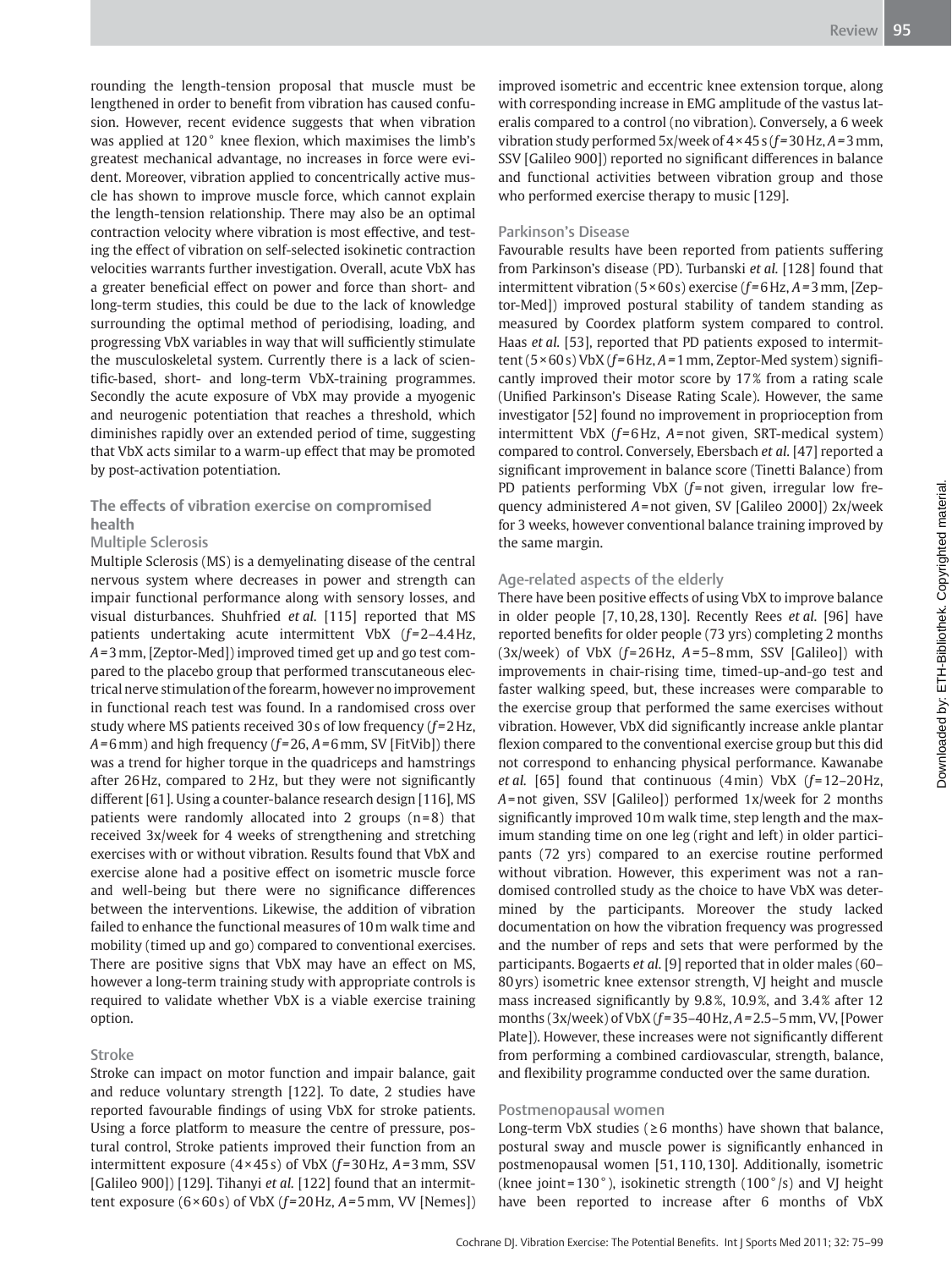rounding the length-tension proposal that muscle must be lengthened in order to benefit from vibration has caused confusion. However, recent evidence suggests that when vibration was applied at 120° knee flexion, which maximises the limb's greatest mechanical advantage, no increases in force were evident. Moreover, vibration applied to concentrically active muscle has shown to improve muscle force, which cannot explain the length-tension relationship. There may also be an optimal contraction velocity where vibration is most effective, and testing the effect of vibration on self-selected isokinetic contraction velocities warrants further investigation. Overall, acute VbX has a greater beneficial effect on power and force than short- and long-term studies, this could be due to the lack of knowledge surrounding the optimal method of periodising, loading, and progressing VbX variables in way that will sufficiently stimulate the musculoskeletal system. Currently there is a lack of scientific-based, short- and long-term VbX-training programmes. Secondly the acute exposure of VbX may provide a myogenic and neurogenic potentiation that reaches a threshold, which diminishes rapidly over an extended period of time, suggesting that VbX acts similar to a warm-up effect that may be promoted by post-activation potentiation.

## The effects of vibration exercise on compromised health

### Multiple Sclerosis

Multiple Sclerosis (MS) is a demyelinating disease of the central nervous system where decreases in power and strength can impair functional performance along with sensory losses, and visual disturbances. Shuhfried *et al.* [115] reported that MS patients undertaking acute intermittent VbX ($f$=2–4.4 Hz, $A$=3 mm, [Zeptor-Med]) improved timed get up and go test compared to the placebo group that performed transcutaneous electrical nerve stimulation of the forearm, however no improvement in functional reach test was found. In a randomised cross over study where MS patients received 30 s of low frequency ($f$=2 Hz, $A$=6 mm) and high frequency ($f$=26, $A$=6 mm, SV [FitVib]) there was a trend for higher torque in the quadriceps and hamstrings after 26 Hz, compared to 2 Hz, but they were not significantly different [61]. Using a counter-balance research design [116], MS patients were randomly allocated into 2 groups (n=8) that received 3x/week for 4 weeks of strengthening and stretching exercises with or without vibration. Results found that VbX and exercise alone had a positive effect on isometric muscle force and well-being but there were no significance differences between the interventions. Likewise, the addition of vibration failed to enhance the functional measures of 10 m walk time and mobility (timed up and go) compared to conventional exercises. There are positive signs that VbX may have an effect on MS, however a long-term training study with appropriate controls is required to validate whether VbX is a viable exercise training option.

### Stroke

Stroke can impact on motor function and impair balance, gait and reduce voluntary strength [122]. To date, 2 studies have reported favourable findings of using VbX for stroke patients. Using a force platform to measure the centre of pressure, postural control, Stroke patients improved their function from an intermittent exposure (4×45 s) of VbX ($f$=30 Hz, $A$=3 mm, SSV [Galileo 900]) [129]. Tihanyi *et al.* [122] found that an intermittent exposure (6×60 s) of VbX ($f$=20 Hz, $A$=5 mm, VV [Nemes]) improved isometric and eccentric knee extension torque, along with corresponding increase in EMG amplitude of the vastus lateralis compared to a control (no vibration). Conversely, a 6 week vibration study performed 5x/week of 4×45 s ($f$=30 Hz, $A$=3 mm, SSV [Galileo 900]) reported no significant differences in balance and functional activities between vibration group and those who performed exercise therapy to music [129].

### Parkinson's Disease

Favourable results have been reported from patients suffering from Parkinson's disease (PD). Turbanski *et al.* [128] found that intermittent vibration (5×60 s) exercise ($f$=6 Hz, $A$=3 mm, [Zeptor-Med]) improved postural stability of tandem standing as measured by Coordex platform system compared to control. Haas *et al.* [53], reported that PD patients exposed to intermittent (5×60 s) VbX ($f$=6 Hz, $A$=1 mm, Zeptor-Med system) significantly improved their motor score by 17% from a rating scale (Unified Parkinson's Disease Rating Scale). However, the same investigator [52] found no improvement in proprioception from intermittent VbX ($f$=6 Hz, $A$=not given, SRT-medical system) compared to control. Conversely, Ebersbach *et al.* [47] reported a significant improvement in balance score (Tinetti Balance) from PD patients performing VbX ($f$=not given, irregular low frequency administered $A$=not given, SV [Galileo 2000]) 2x/week for 3 weeks, however conventional balance training improved by the same margin.

### Age-related aspects of the elderly

There have been positive effects of using VbX to improve balance in older people [7,10,28,130]. Recently Rees *et al.* [96] have reported benefits for older people (73 yrs) completing 2 months (3x/week) of VbX ($f$=26 Hz, $A$=5–8 mm, SSV [Galileo]) with improvements in chair-rising time, timed-up-and-go test and faster walking speed, but, these increases were comparable to the exercise group that performed the same exercises without vibration. However, VbX did significantly increase ankle plantar flexion compared to the conventional exercise group but this did not correspond to enhancing physical performance. Kawanabe *et al.* [65] found that continuous (4 min) VbX ($f$=12–20 Hz, $A$=not given, SSV [Galileo]) performed 1x/week for 2 months significantly improved 10 m walk time, step length and the maximum standing time on one leg (right and left) in older participants (72 yrs) compared to an exercise routine performed without vibration. However, this experiment was not a randomised controlled study as the choice to have VbX was determined by the participants. Moreover the study lacked documentation on how the vibration frequency was progressed and the number of reps and sets that were performed by the participants. Bogaerts *et al.* [9] reported that in older males (60–80 yrs) isometric knee extensor strength, VJ height and muscle mass increased significantly by 9.8%, 10.9%, and 3.4% after 12 months (3x/week) of VbX ($f$=35–40 Hz, $A$=2.5–5 mm, VV, [Power Plate]). However, these increases were not significantly different from performing a combined cardiovascular, strength, balance, and flexibility programme conducted over the same duration.

### Postmenopausal women

Long-term VbX studies (≥6 months) have shown that balance, postural sway and muscle power is significantly enhanced in postmenopausal women [51,110,130]. Additionally, isometric (knee joint=130°), isokinetic strength (100°/s) and VJ height have been reported to increase after 6 months of VbX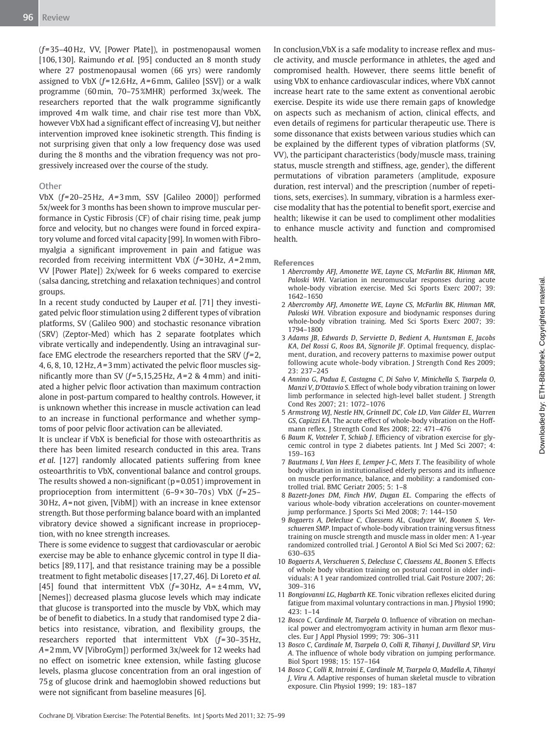($f$ = 35–40 Hz, VV, [Power Plate]), in postmenopausal women [106,130]. Raimundo *et al.* [95] conducted an 8 month study where 27 postmenopausal women (66 yrs) were randomly assigned to VbX ($f$ = 12.6 Hz, $A$ = 6 mm, Galileo [SSV]) or a walk programme (60 min, 70–75 %MHR) performed 3x/week. The researchers reported that the walk programme significantly improved 4 m walk time, and chair rise test more than VbX, however VbX had a significant effect of increasing VJ, but neither intervention improved knee isokinetic strength. This finding is not surprising given that only a low frequency dose was used during the 8 months and the vibration frequency was not progressively increased over the course of the study.

### Other

VbX ($f$ = 20–25 Hz, $A$ = 3 mm, SSV [Galileo 2000]) performed 5x/week for 3 months has been shown to improve muscular performance in Cystic Fibrosis (CF) of chair rising time, peak jump force and velocity, but no changes were found in forced expiratory volume and forced vital capacity [99]. In women with Fibromyalgia a significant improvement in pain and fatigue was recorded from receiving intermittent VbX ($f$ = 30 Hz, $A$ = 2 mm, VV [Power Plate]) 2x/week for 6 weeks compared to exercise (salsa dancing, stretching and relaxation techniques) and control groups.

In a recent study conducted by Lauper *et al.* [71] they investigated pelvic floor stimulation using 2 different types of vibration platforms, SV (Galileo 900) and stochastic resonance vibration (SRV) (Zeptor-Med) which has 2 separate footplates which vibrate vertically and independently. Using an intravaginal surface EMG electrode the researchers reported that the SRV ($f$ = 2, 4, 6, 8, 10, 12 Hz, $A$ = 3 mm) activated the pelvic floor muscles significantly more than SV ($f$ = 5,15,25 Hz, $A$ = 2 & 4 mm) and initiated a higher pelvic floor activation than maximum contraction alone in post-partum compared to healthy controls. However, it is unknown whether this increase in muscle activation can lead to an increase in functional performance and whether symptoms of poor pelvic floor activation can be alleviated.

It is unclear if VbX is beneficial for those with osteoarthritis as there has been limited research conducted in this area. Trans *et al.* [127] randomly allocated patients suffering from knee osteoarthritis to VbX, conventional balance and control groups. The results showed a non-significant ($p$ = 0.051) improvement in proprioception from intermittent (6–9 × 30–70 s) VbX ($f$ = 25–30 Hz, $A$ = not given, [VibM]) with an increase in knee extensor strength. But those performing balance board with an implanted vibratory device showed a significant increase in proprioception, with no knee strength increases.

There is some evidence to suggest that cardiovascular or aerobic exercise may be able to enhance glycemic control in type II diabetics [89,117], and that resistance training may be a possible treatment to fight metabolic diseases [17,27,46]. Di Loreto *et al.* [45] found that intermittent VbX ($f$ = 30 Hz, $A$ = ± 4 mm, VV, [Nemes]) decreased plasma glucose levels which may indicate that glucose is transported into the muscle by VbX, which may be of benefit to diabetics. In a study that randomised type 2 diabetics into resistance, vibration, and flexibility groups, the researchers reported that intermittent VbX ($f$ = 30–35 Hz, $A$ = 2 mm, VV [VibroGym]) performed 3x/week for 12 weeks had no effect on isometric knee extension, while fasting glucose levels, plasma glucose concentration from an oral ingestion of 75 g of glucose drink and haemoglobin showed reductions but were not significant from baseline measures [6].

In conclusion,VbX is a safe modality to increase reflex and muscle activity, and muscle performance in athletes, the aged and compromised health. However, there seems little benefit of using VbX to enhance cardiovascular indices, where VbX cannot increase heart rate to the same extent as conventional aerobic exercise. Despite its wide use there remain gaps of knowledge on aspects such as mechanism of action, clinical effects, and even details of regimens for particular therapeutic use. There is some dissonance that exists between various studies which can be explained by the different types of vibration platforms (SV, VV), the participant characteristics (body/muscle mass, training status, muscle strength and stiffness, age, gender), the different permutations of vibration parameters (amplitude, exposure duration, rest interval) and the prescription (number of repetitions, sets, exercises). In summary, vibration is a harmless exercise modality that has the potential to benefit sport, exercise and health; likewise it can be used to compliment other modalities to enhance muscle activity and function and compromised health.

### References

1. *Abercromby AFJ, Amonette WE, Layne CS, McFarlin BK, Hinman MR, Paloski WH.* Variation in neuromuscular responses during acute whole-body vibration exercise. Med Sci Sports Exerc 2007; 39: 1642–1650
2. *Abercromby AFJ, Amonette WE, Layne CS, McFarlin BK, Hinman MR, Paloski WH.* Vibration exposure and biodynamic responses during whole-body vibration training. Med Sci Sports Exerc 2007; 39: 1794–1800
3. *Adams JB, Edwards D, Serviette D, Bedient A, Huntsman E, Jacobs KA, Del Rossi G, Roos BA, Signorile JF.* Optimal frequency, displacement, duration, and recovery patterns to maximise power output following acute whole-body vibration. J Strength Cond Res 2009; 23: 237–245
4. *Annino G, Padua E, Castagna C, Di Salvo V, Minichella S, Tsarpela O, Manzi V, D'Ottavio S.* Effect of whole body vibration training on lower limb performance in selected high-level ballet student. J Strength Cond Res 2007; 21: 1072–1076
5. *Armstrong WJ, Nestle HN, Grinnell DC, Cole LD, Van Gilder EL, Warren GS, Capizzi EA.* The acute effect of whole-body vibration on the Hoffmann reflex. J Strength Cond Res 2008; 22: 471–476
6. *Baum K, Votteler T, Schiab J.* Efficiency of vibration exercise for glycemic control in type 2 diabetes patients. Int J Med Sci 2007; 4: 159–163
7. *Bautmans I, Van Hees E, Lemper J-C, Mets T.* The feasibility of whole body vibration in institutionalised elderly persons and its influence on muscle performance, balance, and mobility: a randomised controlled trial. BMC Geriatr 2005; 5: 1–8
8. *Bazett-Jones DM, Finch HW, Dugan EL.* Comparing the effects of various whole-body vibration accelerations on counter-movement jump performance. J Sports Sci Med 2008; 7: 144–150
9. *Bogaerts A, Delecluse C, Claessens AL, Coudyzer W, Boonen S, Verschueren SMP.* Impact of whole-body vibration training versus fitness training on muscle strength and muscle mass in older men: A 1-year randomized controlled trial. J Gerontol A Biol Sci Med Sci 2007; 62: 630–635
10. *Bogaerts A, Verschueren S, Delecluse C, Claessens AL, Boonen S.* Effects of whole body vibration training on postural control in older individuals: A 1 year randomized controlled trial. Gait Posture 2007; 26: 309–316
11. *Bongiovanni LG, Hagbarth KE.* Tonic vibration reflexes elicited during fatigue from maximal voluntary contractions in man. J Physiol 1990; 423: 1–14
12. *Bosco C, Cardinale M, Tsarpela O.* Influence of vibration on mechanical power and electromyogram activity in human arm flexor muscles. Eur J Appl Physiol 1999; 79: 306–311
13. *Bosco C, Cardinale M, Tsarpela O, Colli R, Tihanyi J, Duvillard SP, Viru A.* The influence of whole body vibration on jumping performance. Biol Sport 1998; 15: 157–164
14. *Bosco C, Colli R, Introini E, Cardinale M, Tsarpela O, Madella A, Tihanyi J, Viru A.* Adaptive responses of human skeletal muscle to vibration exposure. Clin Physiol 1999; 19: 183–187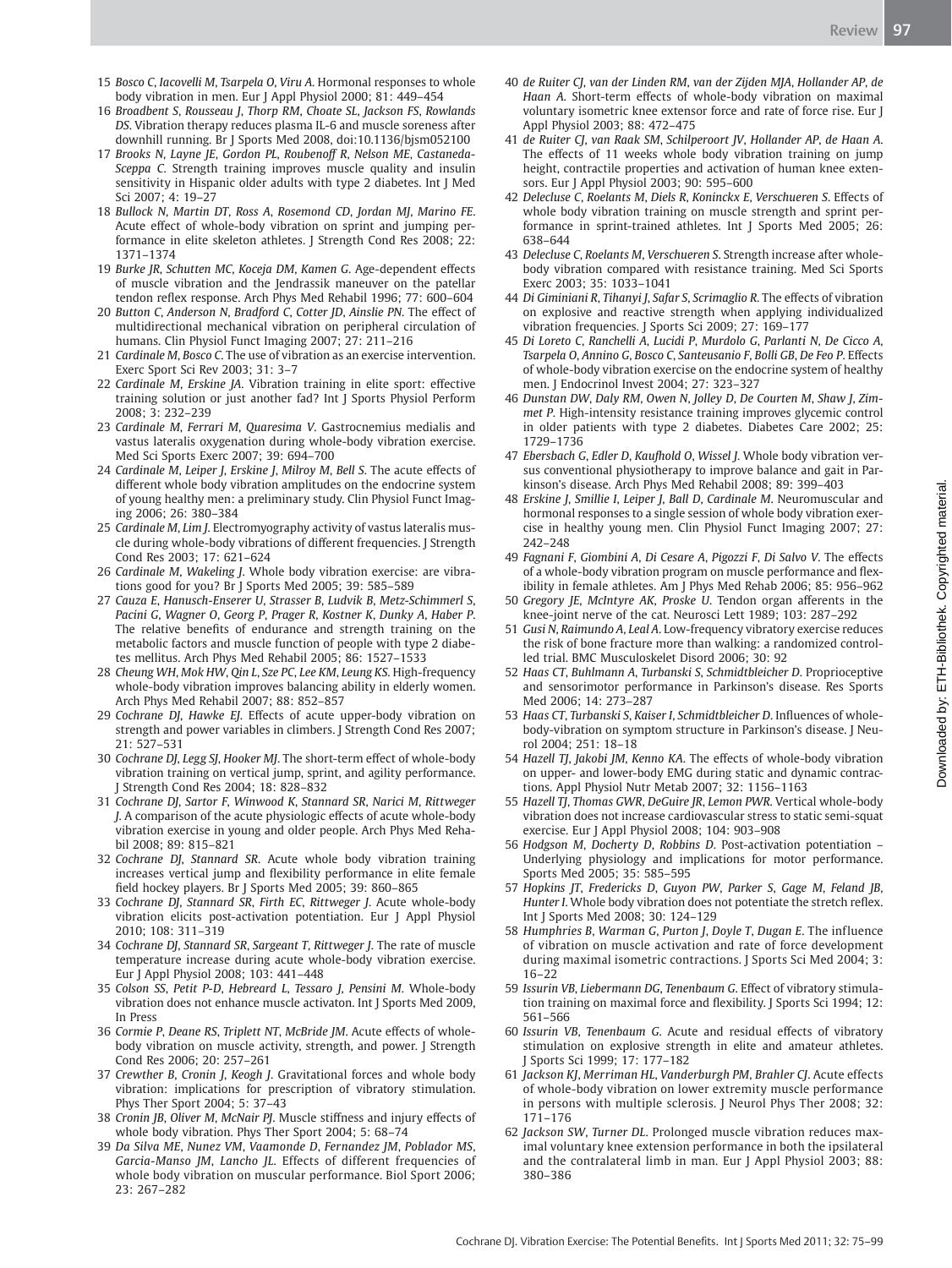15 *Bosco C, Iacovelli M, Tsarpela O, Viru A.* Hormonal responses to whole body vibration in men. Eur J Appl Physiol 2000; 81: 449–454

16 *Broadbent S, Rousseau J, Thorp RM, Choate SL, Jackson FS, Rowlands DS.* Vibration therapy reduces plasma IL-6 and muscle soreness after downhill running. Br J Sports Med 2008, doi:10.1136/bjsm052100

17 *Brooks N, Layne JE, Gordon PL, Roubenoff R, Nelson ME, Castaneda-Sceppa C.* Strength training improves muscle quality and insulin sensitivity in Hispanic older adults with type 2 diabetes. Int J Med Sci 2007; 4: 19–27

18 *Bullock N, Martin DT, Ross A, Rosemond CD, Jordan MJ, Marino FE.* Acute effect of whole-body vibration on sprint and jumping performance in elite skeleton athletes. J Strength Cond Res 2008; 22: 1371–1374

19 *Burke JR, Schutten MC, Koceja DM, Kamen G.* Age-dependent effects of muscle vibration and the Jendrassik maneuver on the patellar tendon reflex response. Arch Phys Med Rehabil 1996; 77: 600–604

20 *Button C, Anderson N, Bradford C, Cotter JD, Ainslie PN.* The effect of multidirectional mechanical vibration on peripheral circulation of humans. Clin Physiol Funct Imaging 2007; 27: 211–216

21 *Cardinale M, Bosco C.* The use of vibration as an exercise intervention. Exerc Sport Sci Rev 2003; 31: 3–7

22 *Cardinale M, Erskine JA.* Vibration training in elite sport: effective training solution or just another fad? Int J Sports Physiol Perform 2008; 3: 232–239

23 *Cardinale M, Ferrari M, Quaresima V.* Gastrocnemius medialis and vastus lateralis oxygenation during whole-body vibration exercise. Med Sci Sports Exerc 2007; 39: 694–700

24 *Cardinale M, Leiper J, Erskine J, Milroy M, Bell S.* The acute effects of different whole body vibration amplitudes on the endocrine system of young healthy men: a preliminary study. Clin Physiol Funct Imaging 2006; 26: 380–384

25 *Cardinale M, Lim J.* Electromyography activity of vastus lateralis muscle during whole-body vibrations of different frequencies. J Strength Cond Res 2003; 17: 621–624

26 *Cardinale M, Wakeling J.* Whole body vibration exercise: are vibrations good for you? Br J Sports Med 2005; 39: 585–589

27 *Cauza E, Hanusch-Enserer U, Strasser B, Ludvik B, Metz-Schimmerl S, Pacini G, Wagner O, Georg P, Prager R, Kostner K, Dunky A, Haber P.* The relative benefits of endurance and strength training on the metabolic factors and muscle function of people with type 2 diabetes mellitus. Arch Phys Med Rehabil 2005; 86: 1527–1533

28 *Cheung WH, Mok HW, Qin L, Sze PC, Lee KM, Leung KS.* High-frequency whole-body vibration improves balancing ability in elderly women. Arch Phys Med Rehabil 2007; 88: 852–857

29 *Cochrane DJ, Hawke EJ.* Effects of acute upper-body vibration on strength and power variables in climbers. J Strength Cond Res 2007; 21: 527–531

30 *Cochrane DJ, Legg SJ, Hooker MJ.* The short-term effect of whole-body vibration training on vertical jump, sprint, and agility performance. J Strength Cond Res 2004; 18: 828–832

31 *Cochrane DJ, Sartor F, Winwood K, Stannard SR, Narici M, Rittweger J.* A comparison of the acute physiologic effects of acute whole-body vibration exercise in young and older people. Arch Phys Med Rehabil 2008; 89: 815–821

32 *Cochrane DJ, Stannard SR.* Acute whole body vibration training increases vertical jump and flexibility performance in elite female field hockey players. Br J Sports Med 2005; 39: 860–865

33 *Cochrane DJ, Stannard SR, Firth EC, Rittweger J.* Acute whole-body vibration elicits post-activation potentiation. Eur J Appl Physiol 2010; 108: 311–319

34 *Cochrane DJ, Stannard SR, Sargeant T, Rittweger J.* The rate of muscle temperature increase during acute whole-body vibration exercise. Eur J Appl Physiol 2008; 103: 441–448

35 *Colson SS, Petit P-D, Hebreard L, Tessaro J, Pensini M.* Whole-body vibration does not enhance muscle activaton. Int J Sports Med 2009, In Press

36 *Cormie P, Deane RS, Triplett NT, McBride JM.* Acute effects of whole-body vibration on muscle activity, strength, and power. J Strength Cond Res 2006; 20: 257–261

37 *Crewther B, Cronin J, Keogh J.* Gravitational forces and whole body vibration: implications for prescription of vibratory stimulation. Phys Ther Sport 2004; 5: 37–43

38 *Cronin JB, Oliver M, McNair PJ.* Muscle stiffness and injury effects of whole body vibration. Phys Ther Sport 2004; 5: 68–74

39 *Da Silva ME, Nunez VM, Vaamonde D, Fernandez JM, Poblador MS, Garcia-Manso JM, Lancho JL.* Effects of different frequencies of whole body vibration on muscular performance. Biol Sport 2006; 23: 267–282

40 *de Ruiter CJ, van der Linden RM, van der Zijden MJA, Hollander AP, de Haan A.* Short-term effects of whole-body vibration on maximal voluntary isometric knee extensor force and rate of force rise. Eur J Appl Physiol 2003; 88: 472–475

41 *de Ruiter CJ, van Raak SM, Schilperoort JV, Hollander AP, de Haan A.* The effects of 11 weeks whole body vibration training on jump height, contractile properties and activation of human knee extensors. Eur J Appl Physiol 2003; 90: 595–600

42 *Delecluse C, Roelants M, Diels R, Koninckx E, Verschueren S.* Effects of whole body vibration training on muscle strength and sprint performance in sprint-trained athletes. Int J Sports Med 2005; 26: 638–644

43 *Delecluse C, Roelants M, Verschueren S.* Strength increase after whole-body vibration compared with resistance training. Med Sci Sports Exerc 2003; 35: 1033–1041

44 *Di Giminiani R, Tihanyi J, Safar S, Scrimaglio R.* The effects of vibration on explosive and reactive strength when applying individualized vibration frequencies. J Sports Sci 2009; 27: 169–177

45 *Di Loreto C, Ranchelli A, Lucidi P, Murdolo G, Parlanti N, De Cicco A, Tsarpela O, Annino G, Bosco C, Santeusanio F, Bolli GB, De Feo P.* Effects of whole-body vibration exercise on the endocrine system of healthy men. J Endocrinol Invest 2004; 27: 323–327

46 *Dunstan DW, Daly RM, Owen N, Jolley D, De Courten M, Shaw J, Zimmet P.* High-intensity resistance training improves glycemic control in older patients with type 2 diabetes. Diabetes Care 2002; 25: 1729–1736

47 *Ebersbach G, Edler D, Kaufhold O, Wissel J.* Whole body vibration versus conventional physiotherapy to improve balance and gait in Parkinson's disease. Arch Phys Med Rehabil 2008; 89: 399–403

48 *Erskine J, Smillie I, Leiper J, Ball D, Cardinale M.* Neuromuscular and hormonal responses to a single session of whole body vibration exercise in healthy young men. Clin Physiol Funct Imaging 2007; 27: 242–248

49 *Fagnani F, Giombini A, Di Cesare A, Pigozzi F, Di Salvo V.* The effects of a whole-body vibration program on muscle performance and flexibility in female athletes. Am J Phys Med Rehab 2006; 85: 956–962

50 *Gregory JE, McIntyre AK, Proske U.* Tendon organ afferents in the knee-joint nerve of the cat. Neurosci Lett 1989; 103: 287–292

51 *Gusi N, Raimundo A, Leal A.* Low-frequency vibratory exercise reduces the risk of bone fracture more than walking: a randomized controlled trial. BMC Musculoskelet Disord 2006; 30: 92

52 *Haas CT, Buhlmann A, Turbanski S, Schmidtbleicher D.* Proprioceptive and sensorimotor performance in Parkinson's disease. Res Sports Med 2006; 14: 273–287

53 *Haas CT, Turbanski S, Kaiser I, Schmidtbleicher D.* Influences of whole-body-vibration on symptom structure in Parkinson's disease. J Neurol 2004; 251: 18–18

54 *Hazell TJ, Jakobi JM, Kenno KA.* The effects of whole-body vibration on upper- and lower-body EMG during static and dynamic contractions. Appl Physiol Nutr Metab 2007; 32: 1156–1163

55 *Hazell TJ, Thomas GWR, DeGuire JR, Lemon PWR.* Vertical whole-body vibration does not increase cardiovascular stress to static semi-squat exercise. Eur J Appl Physiol 2008; 104: 903–908

56 *Hodgson M, Docherty D, Robbins D.* Post-activation potentiation – Underlying physiology and implications for motor performance. Sports Med 2005; 35: 585–595

57 *Hopkins JT, Fredericks D, Guyon PW, Parker S, Gage M, Feland JB, Hunter I.* Whole body vibration does not potentiate the stretch reflex. Int J Sports Med 2008; 30: 124–129

58 *Humphries B, Warman G, Purton J, Doyle T, Dugan E.* The influence of vibration on muscle activation and rate of force development during maximal isometric contractions. J Sports Sci Med 2004; 3: 16–22

59 *Issurin VB, Liebermann DG, Tenenbaum G.* Effect of vibratory stimulation training on maximal force and flexibility. J Sports Sci 1994; 12: 561–566

60 *Issurin VB, Tenenbaum G.* Acute and residual effects of vibratory stimulation on explosive strength in elite and amateur athletes. J Sports Sci 1999; 17: 177–182

61 *Jackson KJ, Merriman HL, Vanderburgh PM, Brahler CJ.* Acute effects of whole-body vibration on lower extremity muscle performance in persons with multiple sclerosis. J Neurol Phys Ther 2008; 32: 171–176

62 *Jackson SW, Turner DL.* Prolonged muscle vibration reduces maximal voluntary knee extension performance in both the ipsilateral and the contralateral limb in man. Eur J Appl Physiol 2003; 88: 380–386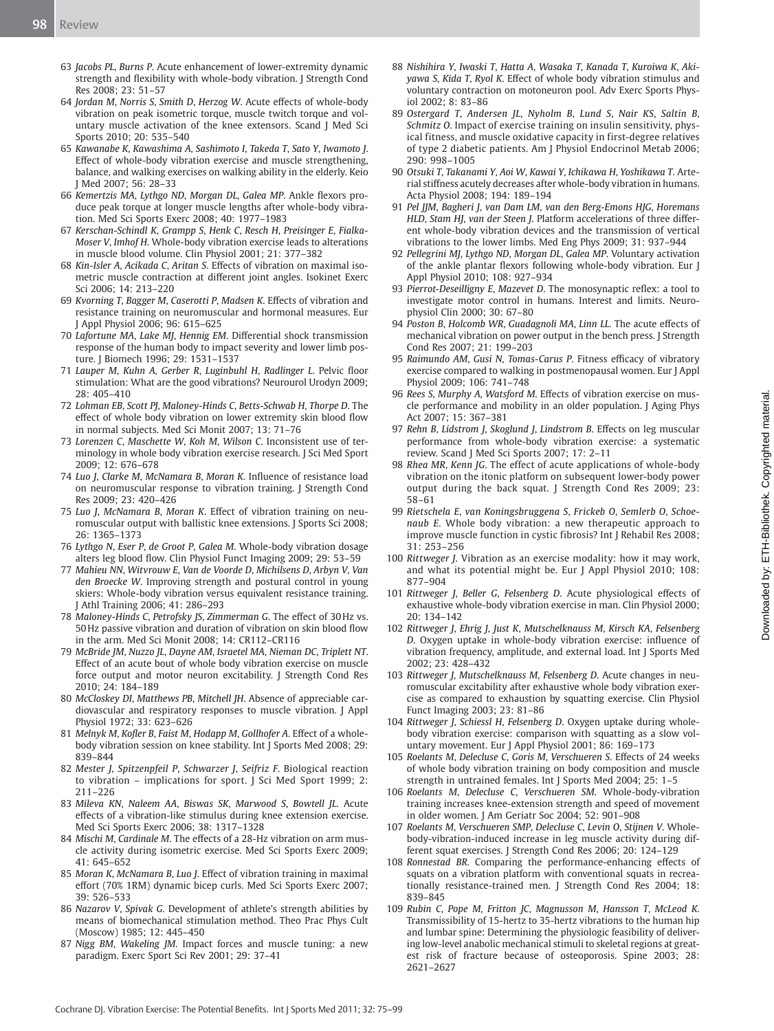63 *Jacobs PL, Burns P.* Acute enhancement of lower-extremity dynamic strength and flexibility with whole-body vibration. J Strength Cond Res 2008; 23: 51–57

64 *Jordan M, Norris S, Smith D, Herzog W.* Acute effects of whole-body vibration on peak isometric torque, muscle twitch torque and voluntary muscle activation of the knee extensors. Scand J Med Sci Sports 2010; 20: 535–540

65 *Kawanabe K, Kawashima A, Sashimoto I, Takeda T, Sato Y, Iwamoto J.* Effect of whole-body vibration exercise and muscle strengthening, balance, and walking exercises on walking ability in the elderly. Keio J Med 2007; 56: 28–33

66 *Kemertzis MA, Lythgo ND, Morgan DL, Galea MP.* Ankle flexors produce peak torque at longer muscle lengths after whole-body vibration. Med Sci Sports Exerc 2008; 40: 1977–1983

67 *Kerschan-Schindl K, Grampp S, Henk C, Resch H, Preisinger E, Fialka-Moser V, Imhof H.* Whole-body vibration exercise leads to alterations in muscle blood volume. Clin Physiol 2001; 21: 377–382

68 *Kin-Isler A, Acikada C, Aritan S.* Effects of vibration on maximal isometric muscle contraction at different joint angles. Isokinet Exerc Sci 2006; 14: 213–220

69 *Kvorning T, Bagger M, Caserotti P, Madsen K.* Effects of vibration and resistance training on neuromuscular and hormonal measures. Eur J Appl Physiol 2006; 96: 615–625

70 *Lafortune MA, Lake MJ, Hennig EM.* Differential shock transmission response of the human body to impact severity and lower limb posture. J Biomech 1996; 29: 1531–1537

71 *Lauper M, Kuhn A, Gerber R, Luginbuhl H, Radlinger L.* Pelvic floor stimulation: What are the good vibrations? Neurourol Urodyn 2009; 28: 405–410

72 *Lohman EB, Scott PJ, Maloney-Hinds C, Betts-Schwab H, Thorpe D.* The effect of whole body vibration on lower extremity skin blood flow in normal subjects. Med Sci Monit 2007; 13: 71–76

73 *Lorenzen C, Maschette W, Koh M, Wilson C.* Inconsistent use of terminology in whole body vibration exercise research. J Sci Med Sport 2009; 12: 676–678

74 *Luo J, Clarke M, McNamara B, Moran K.* Influence of resistance load on neuromuscular response to vibration training. J Strength Cond Res 2009; 23: 420–426

75 *Luo J, McNamara B, Moran K.* Effect of vibration training on neuromuscular output with ballistic knee extensions. J Sports Sci 2008; 26: 1365–1373

76 *Lythgo N, Eser P, de Groot P, Galea M.* Whole-body vibration dosage alters leg blood flow. Clin Physiol Funct Imaging 2009; 29: 53–59

77 *Mahieu NN, Witvrouw E, Van de Voorde D, Michilsens D, Arbyn V, Van den Broecke W.* Improving strength and postural control in young skiers: Whole-body vibration versus equivalent resistance training. J Athl Training 2006; 41: 286–293

78 *Maloney-Hinds C, Petrofsky JS, Zimmerman G.* The effect of 30 Hz vs. 50 Hz passive vibration and duration of vibration on skin blood flow in the arm. Med Sci Monit 2008; 14: CR112–CR116

79 *McBride JM, Nuzzo JL, Dayne AM, Israetel MA, Nieman DC, Triplett NT.* Effect of an acute bout of whole body vibration exercise on muscle force output and motor neuron excitability. J Strength Cond Res 2010; 24: 184–189

80 *McCloskey DI, Matthews PB, Mitchell JH.* Absence of appreciable cardiovascular and respiratory responses to muscle vibration. J Appl Physiol 1972; 33: 623–626

81 *Melnyk M, Kofler B, Faist M, Hodapp M, Gollhofer A.* Effect of a whole-body vibration session on knee stability. Int J Sports Med 2008; 29: 839–844

82 *Mester J, Spitzenpfeil P, Schwarzer J, Seifriz F.* Biological reaction to vibration – implications for sport. J Sci Med Sport 1999; 2: 211–226

83 *Mileva KN, Naleem AA, Biswas SK, Marwood S, Bowtell JL.* Acute effects of a vibration-like stimulus during knee extension exercise. Med Sci Sports Exerc 2006; 38: 1317–1328

84 *Mischi M, Cardinale M.* The effects of a 28-Hz vibration on arm muscle activity during isometric exercise. Med Sci Sports Exerc 2009; 41: 645–652

85 *Moran K, McNamara B, Luo J.* Effect of vibration training in maximal effort (70% 1RM) dynamic bicep curls. Med Sci Sports Exerc 2007; 39: 526–533

86 *Nazarov V, Spivak G.* Development of athlete's strength abilities by means of biomechanical stimulation method. Theo Prac Phys Cult (Moscow) 1985; 12: 445–450

87 *Nigg BM, Wakeling JM.* Impact forces and muscle tuning: a new paradigm. Exerc Sport Sci Rev 2001; 29: 37–41

88 *Nishihira Y, Iwaski T, Hatta A, Wasaka T, Kanada T, Kuroiwa K, Akiyawa S, Kida T, Ryol K.* Effect of whole body vibration stimulus and voluntary contraction on motoneuron pool. Adv Exerc Sports Physiol 2002; 8: 83–86

89 *Ostergard T, Andersen JL, Nyholm B, Lund S, Nair KS, Saltin B, Schmitz O.* Impact of exercise training on insulin sensitivity, physical fitness, and muscle oxidative capacity in first-degree relatives of type 2 diabetic patients. Am J Physiol Endocrinol Metab 2006; 290: 998–1005

90 *Otsuki T, Takanami Y, Aoi W, Kawai Y, Ichikawa H, Yoshikawa T.* Arterial stiffness acutely decreases after whole-body vibration in humans. Acta Physiol 2008; 194: 189–194

91 *Pel JJM, Bagheri J, van Dam LM, van den Berg-Emons HJG, Horemans HLD, Stam HJ, van der Steen J.* Platform accelerations of three different whole-body vibration devices and the transmission of vertical vibrations to the lower limbs. Med Eng Phys 2009; 31: 937–944

92 *Pellegrini MJ, Lythgo ND, Morgan DL, Galea MP.* Voluntary activation of the ankle plantar flexors following whole-body vibration. Eur J Appl Physiol 2010; 108: 927–934

93 *Pierrot-Deseilligny E, Mazevet D.* The monosynaptic reflex: a tool to investigate motor control in humans. Interest and limits. Neurophysiol Clin 2000; 30: 67–80

94 *Poston B, Holcomb WR, Guadagnoli MA, Linn LL.* The acute effects of mechanical vibration on power output in the bench press. J Strength Cond Res 2007; 21: 199–203

95 *Raimundo AM, Gusi N, Tomas-Carus P.* Fitness efficacy of vibratory exercise compared to walking in postmenopausal women. Eur J Appl Physiol 2009; 106: 741–748

96 *Rees S, Murphy A, Watsford M.* Effects of vibration exercise on muscle performance and mobility in an older population. J Aging Phys Act 2007; 15: 367–381

97 *Rehn B, Lidstrom J, Skoglund J, Lindstrom B.* Effects on leg muscular performance from whole-body vibration exercise: a systematic review. Scand J Med Sci Sports 2007; 17: 2–11

98 *Rhea MR, Kenn JG.* The effect of acute applications of whole-body vibration on the itonic platform on subsequent lower-body power output during the back squat. J Strength Cond Res 2009; 23: 58–61

99 *Rietschela E, van Koningsbruggena S, Frickeb O, Semlerb O, Schoenaub E.* Whole body vibration: a new therapeutic approach to improve muscle function in cystic fibrosis? Int J Rehabil Res 2008; 31: 253–256

100 *Rittweger J.* Vibration as an exercise modality: how it may work, and what its potential might be. Eur J Appl Physiol 2010; 108: 877–904

101 *Rittweger J, Beller G, Felsenberg D.* Acute physiological effects of exhaustive whole-body vibration exercise in man. Clin Physiol 2000; 20: 134–142

102 *Rittweger J, Ehrig J, Just K, Mutschelknauss M, Kirsch KA, Felsenberg D.* Oxygen uptake in whole-body vibration exercise: influence of vibration frequency, amplitude, and external load. Int J Sports Med 2002; 23: 428–432

103 *Rittweger J, Mutschelknauss M, Felsenberg D.* Acute changes in neuromuscular excitability after exhaustive whole body vibration exercise as compared to exhaustion by squatting exercise. Clin Physiol Funct Imaging 2003; 23: 81–86

104 *Rittweger J, Schiessl H, Felsenberg D.* Oxygen uptake during whole-body vibration exercise: comparison with squatting as a slow voluntary movement. Eur J Appl Physiol 2001; 86: 169–173

105 *Roelants M, Delecluse C, Goris M, Verschueren S.* Effects of 24 weeks of whole body vibration training on body composition and muscle strength in untrained females. Int J Sports Med 2004; 25: 1–5

106 *Roelants M, Delecluse C, Verschueren SM.* Whole-body-vibration training increases knee-extension strength and speed of movement in older women. J Am Geriatr Soc 2004; 52: 901–908

107 *Roelants M, Verschueren SMP, Delecluse C, Levin O, Stijnen V.* Whole-body-vibration-induced increase in leg muscle activity during different squat exercises. J Strength Cond Res 2006; 20: 124–129

108 *Ronnestad BR.* Comparing the performance-enhancing effects of squats on a vibration platform with conventional squats in recreationally resistance-trained men. J Strength Cond Res 2004; 18: 839–845

109 *Rubin C, Pope M, Fritton JC, Magnusson M, Hansson T, McLeod K.* Transmissibility of 15-hertz to 35-hertz vibrations to the human hip and lumbar spine: Determining the physiologic feasibility of delivering low-level anabolic mechanical stimuli to skeletal regions at greatest risk of fracture because of osteoporosis. Spine 2003; 28: 2621–2627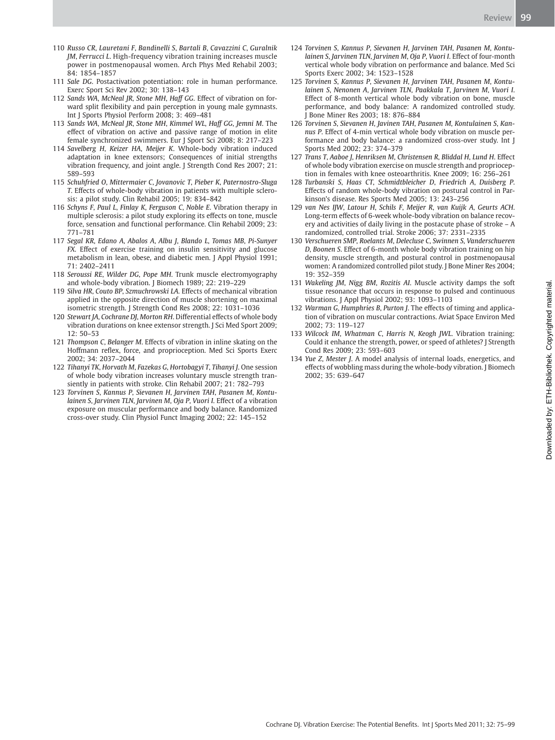110 *Russo CR, Lauretani F, Bandinelli S, Bartali B, Cavazzini C, Guralnik JM, Ferrucci L.* High-frequency vibration training increases muscle power in postmenopausal women. Arch Phys Med Rehabil 2003; 84: 1854–1857

111 *Sale DG.* Postactivation potentiation: role in human performance. Exerc Sport Sci Rev 2002; 30: 138–143

112 *Sands WA, McNeal JR, Stone MH, Haff GG.* Effect of vibration on forward split flexibility and pain perception in young male gymnasts. Int J Sports Physiol Perform 2008; 3: 469–481

113 *Sands WA, McNeal JR, Stone MH, Kimmel WL, Haff GG, Jemni M.* The effect of vibration on active and passive range of motion in elite female synchronized swimmers. Eur J Sport Sci 2008; 8: 217–223

114 *Savelberg H, Keizer HA, Meijer K.* Whole-body vibration induced adaptation in knee extensors; Consequences of initial strengths vibration frequency, and joint angle. J Strength Cond Res 2007; 21: 589–593

115 *Schuhfried O, Mittermaier C, Jovanovic T, Pieber K, Paternostro-Sluga T.* Effects of whole-body vibration in patients with multiple sclerosis: a pilot study. Clin Rehabil 2005; 19: 834–842

116 *Schyns F, Paul L, Finlay K, Ferguson C, Noble E.* Vibration therapy in multiple sclerosis: a pilot study exploring its effects on tone, muscle force, sensation and functional performance. Clin Rehabil 2009; 23: 771–781

117 *Segal KR, Edano A, Abalos A, Albu J, Blando L, Tomas MB, Pi-Sunyer FX.* Effect of exercise training on insulin sensitivity and glucose metabolism in lean, obese, and diabetic men. J Appl Physiol 1991; 71: 2402–2411

118 *Seroussi RE, Wilder DG, Pope MH.* Trunk muscle electromyography and whole-body vibration. J Biomech 1989; 22: 219–229

119 *Silva HR, Couto BP, Szmuchrowski LA.* Effects of mechanical vibration applied in the opposite direction of muscle shortening on maximal isometric strength. J Strength Cond Res 2008; 22: 1031–1036

120 *Stewart JA, Cochrane DJ, Morton RH.* Differential effects of whole body vibration durations on knee extensor strength. J Sci Med Sport 2009; 12: 50–53

121 *Thompson C, Belanger M.* Effects of vibration in inline skating on the Hoffmann reflex, force, and proprioception. Med Sci Sports Exerc 2002; 34: 2037–2044

122 *Tihanyi TK, Horvath M, Fazekas G, Hortobagyi T, Tihanyi J.* One session of whole body vibration increases voluntary muscle strength transiently in patients with stroke. Clin Rehabil 2007; 21: 782–793

123 *Torvinen S, Kannus P, Sievanen H, Jarvinen TAH, Pasanen M, Kontulainen S, Jarvinen TLN, Jarvinen M, Oja P, Vuori I.* Effect of a vibration exposure on muscular performance and body balance. Randomized cross-over study. Clin Physiol Funct Imaging 2002; 22: 145–152

124 *Torvinen S, Kannus P, Sievanen H, Jarvinen TAH, Pasanen M, Kontulainen S, Jarvinen TLN, Jarvinen M, Oja P, Vuori I.* Effect of four-month vertical whole body vibration on performance and balance. Med Sci Sports Exerc 2002; 34: 1523–1528

125 *Torvinen S, Kannus P, Sievanen H, Jarvinen TAH, Pasanen M, Kontulainen S, Nenonen A, Jarvinen TLN, Paakkala T, Jarvinen M, Vuori I.* Effect of 8-month vertical whole body vibration on bone, muscle performance, and body balance: A randomized controlled study. J Bone Miner Res 2003; 18: 876–884

126 *Torvinen S, Sievanen H, Javinen TAH, Pasanen M, Kontulainen S, Kannus P.* Effect of 4-min vertical whole body vibration on muscle performance and body balance: a randomized cross-over study. Int J Sports Med 2002; 23: 374–379

127 *Trans T, Aaboe J, Henriksen M, Christensen R, Bliddal H, Lund H.* Effect of whole body vibration exercise on muscle strength and proprioception in females with knee osteoarthritis. Knee 2009; 16: 256–261

128 *Turbanski S, Haas CT, Schmidtbleicher D, Friedrich A, Duisberg P.* Effects of random whole-body vibration on postural control in Parkinson's disease. Res Sports Med 2005; 13: 243–256

129 *van Nes IJW, Latour H, Schils F, Meijer R, van Kuijk A, Geurts ACH.* Long-term effects of 6-week whole-body vibration on balance recovery and activities of daily living in the postacute phase of stroke – A randomized, controlled trial. Stroke 2006; 37: 2331–2335

130 *Verschueren SMP, Roelants M, Delecluse C, Swinnen S, Vanderschueren D, Boonen S.* Effect of 6-month whole body vibration training on hip density, muscle strength, and postural control in postmenopausal women: A randomized controlled pilot study. J Bone Miner Res 2004; 19: 352–359

131 *Wakeling JM, Nigg BM, Rozitis AI.* Muscle activity damps the soft tissue resonance that occurs in response to pulsed and continuous vibrations. J Appl Physiol 2002; 93: 1093–1103

132 *Warman G, Humphries B, Purton J.* The effects of timing and application of vibration on muscular contractions. Aviat Space Environ Med 2002; 73: 119–127

133 *Wilcock IM, Whatman C, Harris N, Keogh JWL.* Vibration training: Could it enhance the strength, power, or speed of athletes? J Strength Cond Res 2009; 23: 593–603

134 *Yue Z, Mester J.* A model analysis of internal loads, energetics, and effects of wobbling mass during the whole-body vibration. J Biomech 2002; 35: 639–647